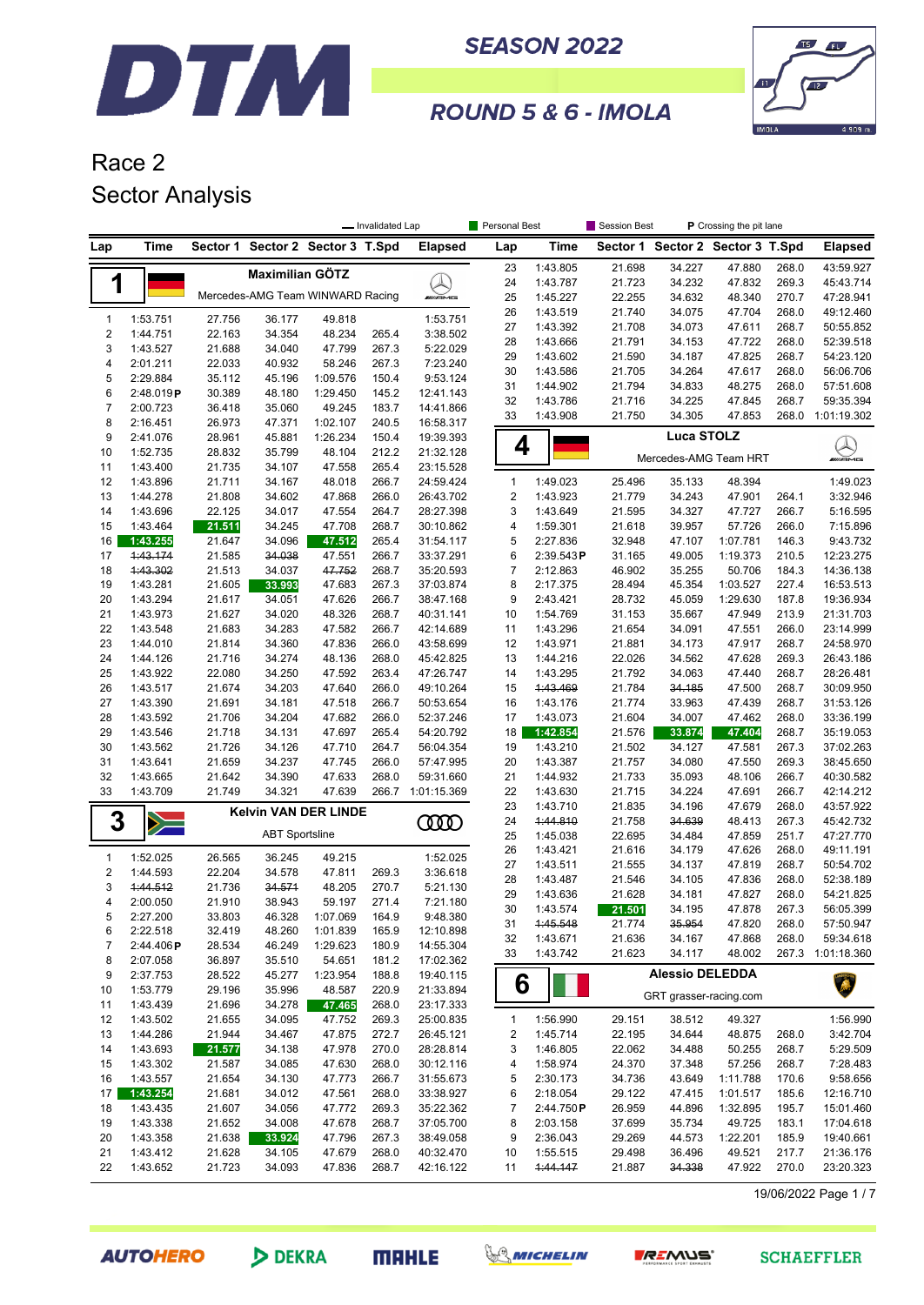# DTM SEASON 2022

## ROUND 5 & 6 - IMOLA

# Race 2
## Sector Analysis

Legend: — Invalidated Lap | Personal Best | Session Best | P Crossing the pit lane

### 1 Maximilian GÖTZ — Mercedes-AMG Team WINWARD Racing

| Lap | Time | Sector 1 | Sector 2 | Sector 3 | T.Spd | Elapsed |
|---|---|---|---|---|---|---|
| 1 | 1:53.751 | 27.756 | 36.177 | 49.818 | | 1:53.751 |
| 2 | 1:44.751 | 22.163 | 34.354 | 48.234 | 265.4 | 3:38.502 |
| 3 | 1:43.527 | 21.688 | 34.040 | 47.799 | 267.3 | 5:22.029 |
| 4 | 2:01.211 | 22.033 | 40.932 | 58.246 | 267.3 | 7:23.240 |
| 5 | 2:29.884 | 35.112 | 45.196 | 1:09.576 | 150.4 | 9:53.124 |
| 6 | 2:48.019 P | 30.389 | 48.180 | 1:29.450 | 145.2 | 12:41.143 |
| 7 | 2:00.723 | 36.418 | 35.060 | 49.245 | 183.7 | 14:41.866 |
| 8 | 2:16.451 | 26.973 | 47.371 | 1:02.107 | 240.5 | 16:58.317 |
| 9 | 2:41.076 | 28.961 | 45.881 | 1:26.234 | 150.4 | 19:39.393 |
| 10 | 1:52.735 | 28.832 | 35.799 | 48.104 | 212.2 | 21:32.128 |
| 11 | 1:43.400 | 21.735 | 34.107 | 47.558 | 265.4 | 23:15.528 |
| 12 | 1:43.896 | 21.711 | 34.167 | 48.018 | 266.7 | 24:59.424 |
| 13 | 1:44.278 | 21.808 | 34.602 | 47.868 | 266.0 | 26:43.702 |
| 14 | 1:43.696 | 22.125 | 34.017 | 47.554 | 264.7 | 28:27.398 |
| 15 | 1:43.464 | 21.511 | 34.245 | 47.708 | 268.7 | 30:10.862 |
| 16 | 1:43.255 | 21.647 | 34.096 | 47.512 | 265.4 | 31:54.117 |
| 17 | ~~1:43.174~~ | 21.585 | ~~34.038~~ | 47.551 | 266.7 | 33:37.291 |
| 18 | ~~1:43.302~~ | 21.513 | 34.037 | ~~47.752~~ | 268.7 | 35:20.593 |
| 19 | 1:43.281 | 21.605 | 33.993 | 47.683 | 267.3 | 37:03.874 |
| 20 | 1:43.294 | 21.617 | 34.051 | 47.626 | 266.7 | 38:47.168 |
| 21 | 1:43.973 | 21.627 | 34.020 | 48.326 | 268.7 | 40:31.141 |
| 22 | 1:43.548 | 21.683 | 34.283 | 47.582 | 266.7 | 42:14.689 |
| 23 | 1:44.010 | 21.814 | 34.360 | 47.836 | 266.0 | 43:58.699 |
| 24 | 1:44.126 | 21.716 | 34.274 | 48.136 | 268.0 | 45:42.825 |
| 25 | 1:43.922 | 22.080 | 34.250 | 47.592 | 263.4 | 47:26.747 |
| 26 | 1:43.517 | 21.674 | 34.203 | 47.640 | 266.0 | 49:10.264 |
| 27 | 1:43.390 | 21.691 | 34.181 | 47.518 | 266.7 | 50:53.654 |
| 28 | 1:43.592 | 21.706 | 34.204 | 47.682 | 266.0 | 52:37.246 |
| 29 | 1:43.546 | 21.718 | 34.131 | 47.697 | 265.4 | 54:20.792 |
| 30 | 1:43.562 | 21.726 | 34.126 | 47.710 | 264.7 | 56:04.354 |
| 31 | 1:43.641 | 21.659 | 34.237 | 47.745 | 266.0 | 57:47.995 |
| 32 | 1:43.665 | 21.642 | 34.390 | 47.633 | 268.0 | 59:31.660 |
| 33 | 1:43.709 | 21.749 | 34.321 | 47.639 | 266.7 | 1:01:15.369 |

### 3 Kelvin VAN DER LINDE — ABT Sportsline

| Lap | Time | Sector 1 | Sector 2 | Sector 3 | T.Spd | Elapsed |
|---|---|---|---|---|---|---|
| 1 | 1:52.025 | 26.565 | 36.245 | 49.215 | | 1:52.025 |
| 2 | 1:44.593 | 22.204 | 34.578 | 47.811 | 269.3 | 3:36.618 |
| 3 | ~~1:44.512~~ | 21.736 | ~~34.571~~ | 48.205 | 270.7 | 5:21.130 |
| 4 | 2:00.050 | 21.910 | 38.943 | 59.197 | 271.4 | 7:21.180 |
| 5 | 2:27.200 | 33.803 | 46.328 | 1:07.069 | 164.9 | 9:48.380 |
| 6 | 2:22.518 | 32.419 | 48.260 | 1:01.839 | 165.9 | 12:10.898 |
| 7 | 2:44.406 P | 28.534 | 46.249 | 1:29.623 | 180.9 | 14:55.304 |
| 8 | 2:07.058 | 36.897 | 35.510 | 54.651 | 181.2 | 17:02.362 |
| 9 | 2:37.753 | 28.522 | 45.277 | 1:23.954 | 188.8 | 19:40.115 |
| 10 | 1:53.779 | 29.196 | 35.996 | 48.587 | 220.9 | 21:33.894 |
| 11 | 1:43.439 | 21.696 | 34.278 | 47.465 | 268.0 | 23:17.333 |
| 12 | 1:43.502 | 21.655 | 34.095 | 47.752 | 269.3 | 25:00.835 |
| 13 | 1:44.286 | 21.944 | 34.467 | 47.875 | 272.7 | 26:45.121 |
| 14 | 1:43.693 | 21.577 | 34.138 | 47.978 | 270.0 | 28:28.814 |
| 15 | 1:43.302 | 21.587 | 34.085 | 47.630 | 268.0 | 30:12.116 |
| 16 | 1:43.557 | 21.654 | 34.130 | 47.773 | 266.7 | 31:55.673 |
| 17 | 1:43.254 | 21.681 | 34.012 | 47.561 | 268.0 | 33:38.927 |
| 18 | 1:43.435 | 21.607 | 34.056 | 47.772 | 269.3 | 35:22.362 |
| 19 | 1:43.338 | 21.652 | 34.008 | 47.678 | 268.7 | 37:05.700 |
| 20 | 1:43.358 | 21.638 | 33.924 | 47.796 | 267.3 | 38:49.058 |
| 21 | 1:43.412 | 21.628 | 34.105 | 47.679 | 268.0 | 40:32.470 |
| 22 | 1:43.652 | 21.723 | 34.093 | 47.836 | 268.7 | 42:16.122 |
| 23 | 1:43.805 | 21.698 | 34.227 | 47.880 | 268.0 | 43:59.927 |
| 24 | 1:43.787 | 21.723 | 34.232 | 47.832 | 269.3 | 45:43.714 |
| 25 | 1:45.227 | 22.255 | 34.632 | 48.340 | 270.7 | 47:28.941 |
| 26 | 1:43.519 | 21.740 | 34.075 | 47.704 | 268.0 | 49:12.460 |
| 27 | 1:43.392 | 21.708 | 34.073 | 47.611 | 268.7 | 50:55.852 |
| 28 | 1:43.666 | 21.791 | 34.153 | 47.722 | 268.0 | 52:39.518 |
| 29 | 1:43.602 | 21.590 | 34.187 | 47.825 | 268.7 | 54:23.120 |
| 30 | 1:43.586 | 21.705 | 34.264 | 47.617 | 268.0 | 56:06.706 |
| 31 | 1:44.902 | 21.794 | 34.833 | 48.275 | 268.0 | 57:51.608 |
| 32 | 1:43.786 | 21.716 | 34.225 | 47.845 | 268.7 | 59:35.394 |
| 33 | 1:43.908 | 21.750 | 34.305 | 47.853 | 268.0 | 1:01:19.302 |

### 4 Luca STOLZ — Mercedes-AMG Team HRT

| Lap | Time | Sector 1 | Sector 2 | Sector 3 | T.Spd | Elapsed |
|---|---|---|---|---|---|---|
| 1 | 1:49.023 | 25.496 | 35.133 | 48.394 | | 1:49.023 |
| 2 | 1:43.923 | 21.779 | 34.243 | 47.901 | 264.1 | 3:32.946 |
| 3 | 1:43.649 | 21.595 | 34.327 | 47.727 | 266.7 | 5:16.595 |
| 4 | 1:59.301 | 21.618 | 39.957 | 57.726 | 266.0 | 7:15.896 |
| 5 | 2:27.836 | 32.948 | 47.107 | 1:07.781 | 146.3 | 9:43.732 |
| 6 | 2:39.543 P | 31.165 | 49.005 | 1:19.373 | 210.5 | 12:23.275 |
| 7 | 2:12.863 | 46.902 | 35.255 | 50.706 | 184.3 | 14:36.138 |
| 8 | 2:17.375 | 28.494 | 45.354 | 1:03.527 | 227.4 | 16:53.513 |
| 9 | 2:43.421 | 28.732 | 45.059 | 1:29.630 | 187.8 | 19:36.934 |
| 10 | 1:54.769 | 31.153 | 35.667 | 47.949 | 213.9 | 21:31.703 |
| 11 | 1:43.296 | 21.654 | 34.091 | 47.551 | 266.0 | 23:14.999 |
| 12 | 1:43.971 | 21.881 | 34.173 | 47.917 | 266.7 | 24:58.970 |
| 13 | 1:44.216 | 22.026 | 34.562 | 47.628 | 269.3 | 26:43.186 |
| 14 | 1:43.295 | 21.792 | 34.063 | 47.440 | 268.7 | 28:26.481 |
| 15 | ~~1:43.469~~ | 21.784 | ~~34.185~~ | 47.500 | 268.7 | 30:09.950 |
| 16 | 1:43.176 | 21.774 | 33.963 | 47.439 | 268.7 | 31:53.126 |
| 17 | 1:43.073 | 21.604 | 34.007 | 47.462 | 268.0 | 33:36.199 |
| 18 | 1:42.854 | 21.576 | 33.874 | 47.404 | 268.7 | 35:19.053 |
| 19 | 1:43.210 | 21.502 | 34.127 | 47.581 | 267.3 | 37:02.263 |
| 20 | 1:43.387 | 21.757 | 34.080 | 47.550 | 269.3 | 38:45.650 |
| 21 | 1:44.932 | 21.733 | 35.093 | 48.106 | 266.7 | 40:30.582 |
| 22 | 1:43.630 | 21.715 | 34.224 | 47.691 | 266.7 | 42:14.212 |
| 23 | 1:43.710 | 21.835 | 34.196 | 47.679 | 268.0 | 43:57.922 |
| 24 | ~~1:44.810~~ | 21.758 | ~~34.639~~ | 48.413 | 267.3 | 45:42.732 |
| 25 | 1:45.038 | 22.695 | 34.484 | 47.859 | 251.7 | 47:27.770 |
| 26 | 1:43.421 | 21.616 | 34.179 | 47.626 | 268.0 | 49:11.191 |
| 27 | 1:43.511 | 21.555 | 34.137 | 47.819 | 268.7 | 50:54.702 |
| 28 | 1:43.487 | 21.546 | 34.105 | 47.836 | 268.0 | 52:38.189 |
| 29 | 1:43.636 | 21.628 | 34.181 | 47.827 | 268.0 | 54:21.825 |
| 30 | 1:43.574 | 21.501 | 34.195 | 47.878 | 267.3 | 56:05.399 |
| 31 | ~~1:45.548~~ | 21.774 | ~~35.954~~ | 47.820 | 268.0 | 57:50.947 |
| 32 | 1:43.671 | 21.636 | 34.167 | 47.868 | 268.0 | 59:34.618 |
| 33 | 1:43.742 | 21.623 | 34.117 | 48.002 | 267.3 | 1:01:18.360 |

### 6 Alessio DELEDDA — GRT grasser-racing.com

| Lap | Time | Sector 1 | Sector 2 | Sector 3 | T.Spd | Elapsed |
|---|---|---|---|---|---|---|
| 1 | 1:56.990 | 29.151 | 38.512 | 49.327 | | 1:56.990 |
| 2 | 1:45.714 | 22.195 | 34.644 | 48.875 | 268.0 | 3:42.704 |
| 3 | 1:46.805 | 22.062 | 34.488 | 50.255 | 268.7 | 5:29.509 |
| 4 | 1:58.974 | 24.370 | 37.348 | 57.256 | 268.7 | 7:28.483 |
| 5 | 2:30.173 | 34.736 | 43.649 | 1:11.788 | 170.6 | 9:58.656 |
| 6 | 2:18.054 | 29.122 | 47.415 | 1:01.517 | 185.6 | 12:16.710 |
| 7 | 2:44.750 P | 26.959 | 44.896 | 1:32.895 | 195.7 | 15:01.460 |
| 8 | 2:03.158 | 37.699 | 35.734 | 49.725 | 183.1 | 17:04.618 |
| 9 | 2:36.043 | 29.269 | 44.573 | 1:22.201 | 185.9 | 19:40.661 |
| 10 | 1:55.515 | 29.498 | 36.496 | 49.521 | 217.7 | 21:36.176 |
| 11 | ~~1:44.147~~ | 21.887 | ~~34.338~~ | 47.922 | 270.0 | 23:20.323 |

19/06/2022 Page 1 / 7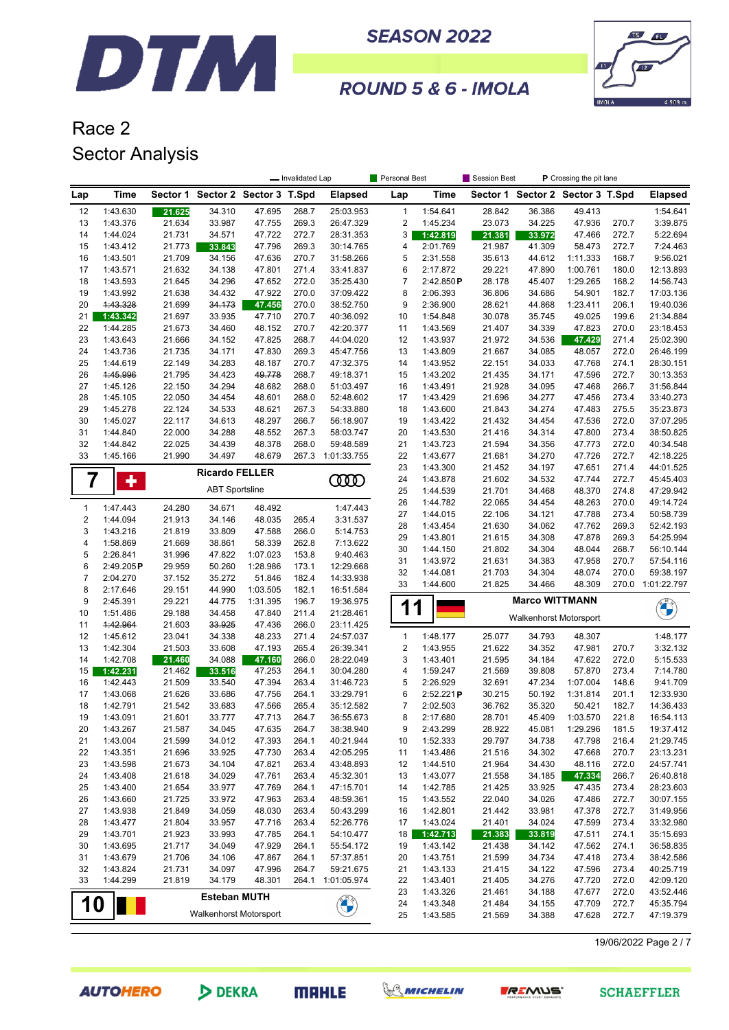# DTM SEASON 2022

## ROUND 5 & 6 - IMOLA

# Race 2

## Sector Analysis

— Invalidated Lap | Personal Best | Session Best | P Crossing the pit lane

| Lap | Time | Sector 1 | Sector 2 | Sector 3 | T.Spd | Elapsed |
|---|---|---|---|---|---|---|
| 12 | 1:43.630 | 21.625 | 34.310 | 47.695 | 268.7 | 25:03.953 |
| 13 | 1:43.376 | 21.634 | 33.987 | 47.755 | 269.3 | 26:47.329 |
| 14 | 1:44.024 | 21.731 | 34.571 | 47.722 | 272.7 | 28:31.353 |
| 15 | 1:43.412 | 21.773 | 33.843 | 47.796 | 269.3 | 30:14.765 |
| 16 | 1:43.501 | 21.709 | 34.156 | 47.636 | 270.7 | 31:58.266 |
| 17 | 1:43.571 | 21.632 | 34.138 | 47.801 | 271.4 | 33:41.837 |
| 18 | 1:43.593 | 21.645 | 34.296 | 47.652 | 272.0 | 35:25.430 |
| 19 | 1:43.992 | 21.638 | 34.432 | 47.922 | 270.0 | 37:09.422 |
| 20 | ~~1:43.328~~ | 21.699 | ~~34.173~~ | 47.456 | 270.0 | 38:52.750 |
| 21 | 1:43.342 | 21.697 | 33.935 | 47.710 | 270.7 | 40:36.092 |
| 22 | 1:44.285 | 21.673 | 34.460 | 48.152 | 270.7 | 42:20.377 |
| 23 | 1:43.643 | 21.666 | 34.152 | 47.825 | 268.7 | 44:04.020 |
| 24 | 1:43.736 | 21.735 | 34.171 | 47.830 | 269.3 | 45:47.756 |
| 25 | 1:44.619 | 22.149 | 34.283 | 48.187 | 270.7 | 47:32.375 |
| 26 | ~~1:45.996~~ | 21.795 | 34.423 | ~~49.778~~ | 268.7 | 49:18.371 |
| 27 | 1:45.126 | 22.150 | 34.294 | 48.682 | 268.0 | 51:03.497 |
| 28 | 1:45.105 | 22.050 | 34.454 | 48.601 | 268.0 | 52:48.602 |
| 29 | 1:45.278 | 22.124 | 34.533 | 48.621 | 267.3 | 54:33.880 |
| 30 | 1:45.027 | 22.117 | 34.613 | 48.297 | 266.7 | 56:18.907 |
| 31 | 1:44.840 | 22.000 | 34.288 | 48.552 | 267.3 | 58:03.747 |
| 32 | 1:44.842 | 22.025 | 34.439 | 48.378 | 268.0 | 59:48.589 |
| 33 | 1:45.166 | 21.990 | 34.497 | 48.679 | 267.3 | 1:01:33.755 |

### 7 Ricardo FELLER — ABT Sportsline

| Lap | Time | Sector 1 | Sector 2 | Sector 3 | T.Spd | Elapsed |
|---|---|---|---|---|---|---|
| 1 | 1:47.443 | 24.280 | 34.671 | 48.492 | | 1:47.443 |
| 2 | 1:44.094 | 21.913 | 34.146 | 48.035 | 265.4 | 3:31.537 |
| 3 | 1:43.216 | 21.819 | 33.809 | 47.588 | 266.0 | 5:14.753 |
| 4 | 1:58.869 | 21.669 | 38.861 | 58.339 | 262.8 | 7:13.622 |
| 5 | 2:26.841 | 31.996 | 47.822 | 1:07.023 | 153.8 | 9:40.463 |
| 6 | 2:49.205 P | 29.959 | 50.260 | 1:28.986 | 173.1 | 12:29.668 |
| 7 | 2:04.270 | 37.152 | 35.272 | 51.846 | 182.4 | 14:33.938 |
| 8 | 2:17.646 | 29.151 | 44.990 | 1:03.505 | 182.1 | 16:51.584 |
| 9 | 2:45.391 | 29.221 | 44.775 | 1:31.395 | 196.7 | 19:36.975 |
| 10 | 1:51.486 | 29.188 | 34.458 | 47.840 | 211.4 | 21:28.461 |
| 11 | ~~1:42.964~~ | 21.603 | ~~33.925~~ | 47.436 | 266.0 | 23:11.425 |
| 12 | 1:45.612 | 23.041 | 34.338 | 48.233 | 271.4 | 24:57.037 |
| 13 | 1:42.304 | 21.503 | 33.608 | 47.193 | 265.4 | 26:39.341 |
| 14 | 1:42.708 | 21.460 | 34.088 | 47.160 | 266.0 | 28:22.049 |
| 15 | 1:42.231 | 21.462 | 33.516 | 47.253 | 264.1 | 30:04.280 |
| 16 | 1:42.443 | 21.509 | 33.540 | 47.394 | 263.4 | 31:46.723 |
| 17 | 1:43.068 | 21.626 | 33.686 | 47.756 | 264.1 | 33:29.791 |
| 18 | 1:42.791 | 21.542 | 33.683 | 47.566 | 265.4 | 35:12.582 |
| 19 | 1:43.091 | 21.601 | 33.777 | 47.713 | 264.7 | 36:55.673 |
| 20 | 1:43.267 | 21.587 | 34.045 | 47.635 | 264.7 | 38:38.940 |
| 21 | 1:43.004 | 21.599 | 34.012 | 47.393 | 264.1 | 40:21.944 |
| 22 | 1:43.351 | 21.696 | 33.925 | 47.730 | 263.4 | 42:05.295 |
| 23 | 1:43.598 | 21.673 | 34.104 | 47.821 | 263.4 | 43:48.893 |
| 24 | 1:43.408 | 21.618 | 34.029 | 47.761 | 263.4 | 45:32.301 |
| 25 | 1:43.400 | 21.654 | 33.977 | 47.769 | 264.1 | 47:15.701 |
| 26 | 1:43.660 | 21.725 | 33.972 | 47.963 | 263.4 | 48:59.361 |
| 27 | 1:43.938 | 21.849 | 34.059 | 48.030 | 263.4 | 50:43.299 |
| 28 | 1:43.477 | 21.804 | 33.957 | 47.716 | 263.4 | 52:26.776 |
| 29 | 1:43.701 | 21.923 | 33.993 | 47.785 | 264.1 | 54:10.477 |
| 30 | 1:43.695 | 21.717 | 34.049 | 47.929 | 264.1 | 55:54.172 |
| 31 | 1:43.679 | 21.706 | 34.106 | 47.867 | 264.1 | 57:37.851 |
| 32 | 1:43.824 | 21.731 | 34.097 | 47.996 | 264.7 | 59:21.675 |
| 33 | 1:44.299 | 21.819 | 34.179 | 48.301 | 264.1 | 1:01:05.974 |

### 10 Esteban MUTH — Walkenhorst Motorsport

| Lap | Time | Sector 1 | Sector 2 | Sector 3 | T.Spd | Elapsed |
|---|---|---|---|---|---|---|
| 1 | 1:54.641 | 28.842 | 36.386 | 49.413 | | 1:54.641 |
| 2 | 1:45.234 | 23.073 | 34.225 | 47.936 | 270.7 | 3:39.875 |
| 3 | 1:42.819 | 21.381 | 33.972 | 47.466 | 272.7 | 5:22.694 |
| 4 | 2:01.769 | 21.987 | 41.309 | 58.473 | 272.7 | 7:24.463 |
| 5 | 2:31.558 | 35.613 | 44.612 | 1:11.333 | 168.7 | 9:56.021 |
| 6 | 2:17.872 | 29.221 | 47.890 | 1:00.761 | 180.0 | 12:13.893 |
| 7 | 2:42.850 P | 28.178 | 45.407 | 1:29.265 | 168.2 | 14:56.743 |
| 8 | 2:06.393 | 36.806 | 34.686 | 54.901 | 182.7 | 17:03.136 |
| 9 | 2:36.900 | 28.621 | 44.868 | 1:23.411 | 206.1 | 19:40.036 |
| 10 | 1:54.848 | 30.078 | 35.745 | 49.025 | 199.6 | 21:34.884 |
| 11 | 1:43.569 | 21.407 | 34.339 | 47.823 | 270.0 | 23:18.453 |
| 12 | 1:43.937 | 21.972 | 34.536 | 47.429 | 271.4 | 25:02.390 |
| 13 | 1:43.809 | 21.667 | 34.085 | 48.057 | 272.0 | 26:46.199 |
| 14 | 1:43.952 | 22.151 | 34.033 | 47.768 | 274.1 | 28:30.151 |
| 15 | 1:43.202 | 21.435 | 34.171 | 47.596 | 272.7 | 30:13.353 |
| 16 | 1:43.491 | 21.928 | 34.095 | 47.468 | 266.7 | 31:56.844 |
| 17 | 1:43.429 | 21.696 | 34.277 | 47.456 | 273.4 | 33:40.273 |
| 18 | 1:43.600 | 21.843 | 34.274 | 47.483 | 275.5 | 35:23.873 |
| 19 | 1:43.422 | 21.432 | 34.454 | 47.536 | 272.0 | 37:07.295 |
| 20 | 1:43.530 | 21.416 | 34.314 | 47.800 | 273.4 | 38:50.825 |
| 21 | 1:43.723 | 21.594 | 34.356 | 47.773 | 272.0 | 40:34.548 |
| 22 | 1:43.677 | 21.681 | 34.270 | 47.726 | 272.7 | 42:18.225 |
| 23 | 1:43.300 | 21.452 | 34.197 | 47.651 | 271.4 | 44:01.525 |
| 24 | 1:43.878 | 21.602 | 34.532 | 47.744 | 272.7 | 45:45.403 |
| 25 | 1:44.539 | 21.701 | 34.468 | 48.370 | 274.8 | 47:29.942 |
| 26 | 1:44.782 | 22.065 | 34.454 | 48.263 | 270.0 | 49:14.724 |
| 27 | 1:44.015 | 22.106 | 34.121 | 47.788 | 273.4 | 50:58.739 |
| 28 | 1:43.454 | 21.630 | 34.062 | 47.762 | 269.3 | 52:42.193 |
| 29 | 1:43.801 | 21.615 | 34.308 | 47.878 | 269.3 | 54:25.994 |
| 30 | 1:44.150 | 21.802 | 34.304 | 48.044 | 268.7 | 56:10.144 |
| 31 | 1:43.972 | 21.631 | 34.383 | 47.958 | 270.7 | 57:54.116 |
| 32 | 1:44.081 | 21.703 | 34.304 | 48.074 | 270.0 | 59:38.197 |
| 33 | 1:44.600 | 21.825 | 34.466 | 48.309 | 270.0 | 1:01:22.797 |

### 11 Marco WITTMANN — Walkenhorst Motorsport

| Lap | Time | Sector 1 | Sector 2 | Sector 3 | T.Spd | Elapsed |
|---|---|---|---|---|---|---|
| 1 | 1:48.177 | 25.077 | 34.793 | 48.307 | | 1:48.177 |
| 2 | 1:43.955 | 21.622 | 34.352 | 47.981 | 270.7 | 3:32.132 |
| 3 | 1:43.401 | 21.595 | 34.184 | 47.622 | 272.0 | 5:15.533 |
| 4 | 1:59.247 | 21.569 | 39.808 | 57.870 | 273.4 | 7:14.780 |
| 5 | 2:26.929 | 32.691 | 47.234 | 1:07.004 | 148.6 | 9:41.709 |
| 6 | 2:52.221 P | 30.215 | 50.192 | 1:31.814 | 201.1 | 12:33.930 |
| 7 | 2:02.503 | 36.762 | 35.320 | 50.421 | 182.7 | 14:36.433 |
| 8 | 2:17.680 | 28.701 | 45.409 | 1:03.570 | 221.8 | 16:54.113 |
| 9 | 2:43.299 | 28.922 | 45.081 | 1:29.296 | 181.5 | 19:37.412 |
| 10 | 1:52.333 | 29.797 | 34.738 | 47.798 | 216.4 | 21:29.745 |
| 11 | 1:43.486 | 21.516 | 34.302 | 47.668 | 270.7 | 23:13.231 |
| 12 | 1:44.510 | 21.964 | 34.430 | 48.116 | 272.0 | 24:57.741 |
| 13 | 1:43.077 | 21.558 | 34.185 | 47.334 | 266.7 | 26:40.818 |
| 14 | 1:42.785 | 21.425 | 33.925 | 47.435 | 273.4 | 28:23.603 |
| 15 | 1:43.552 | 22.040 | 34.026 | 47.486 | 272.7 | 30:07.155 |
| 16 | 1:42.801 | 21.442 | 33.981 | 47.378 | 272.7 | 31:49.956 |
| 17 | 1:43.024 | 21.401 | 34.024 | 47.599 | 273.4 | 33:32.980 |
| 18 | 1:42.713 | 21.383 | 33.819 | 47.511 | 274.1 | 35:15.693 |
| 19 | 1:43.142 | 21.438 | 34.142 | 47.562 | 274.1 | 36:58.835 |
| 20 | 1:43.751 | 21.599 | 34.734 | 47.418 | 273.4 | 38:42.586 |
| 21 | 1:43.133 | 21.415 | 34.122 | 47.596 | 273.4 | 40:25.719 |
| 22 | 1:43.401 | 21.405 | 34.276 | 47.720 | 272.0 | 42:09.120 |
| 23 | 1:43.326 | 21.461 | 34.188 | 47.677 | 272.0 | 43:52.446 |
| 24 | 1:43.348 | 21.484 | 34.155 | 47.709 | 272.7 | 45:35.794 |
| 25 | 1:43.585 | 21.569 | 34.388 | 47.628 | 272.7 | 47:19.379 |

19/06/2022 Page 2 / 7

AUTOHERO DEKRA MAHLE MICHELIN REMUS SCHAEFFLER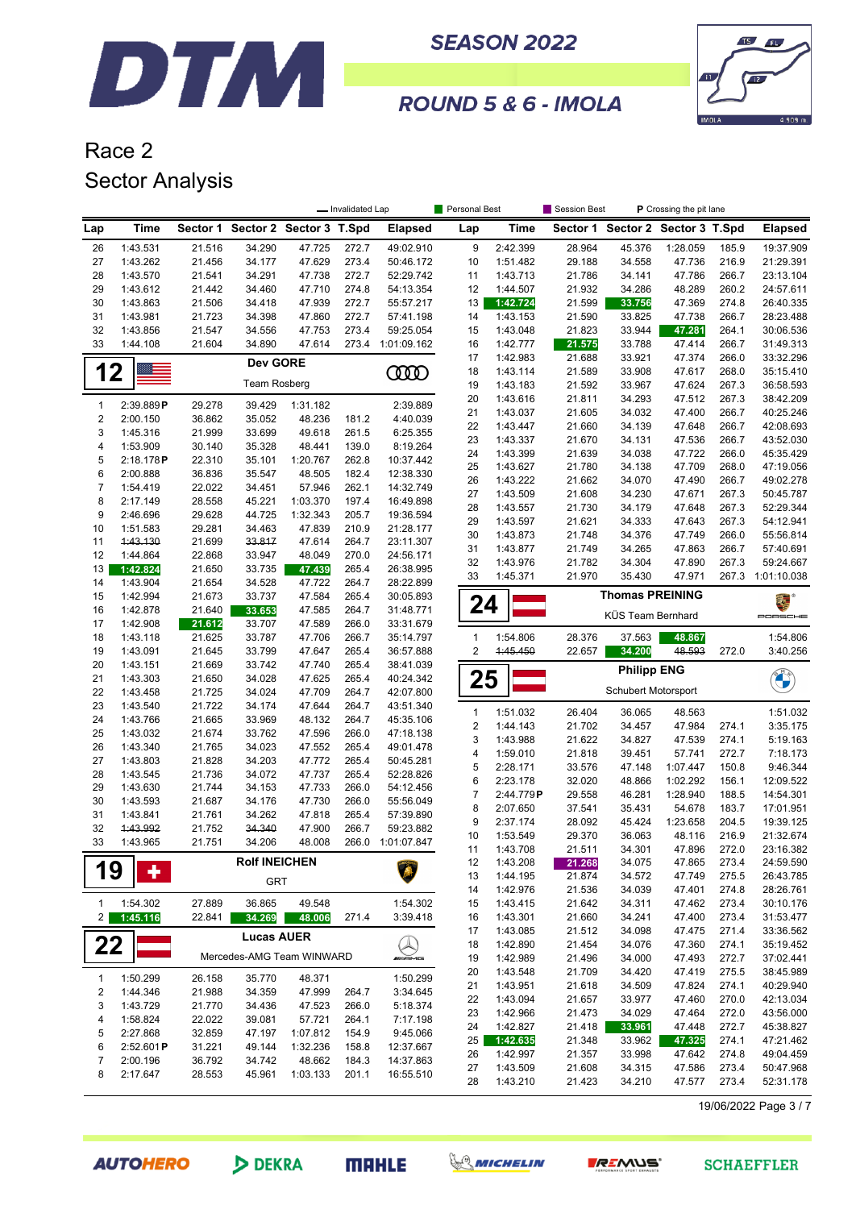# DTM

SEASON 2022

ROUND 5 & 6 - IMOLA

## Race 2

## Sector Analysis

— Invalidated Lap | Personal Best | Session Best | P Crossing the pit lane

| Lap | Time | Sector 1 | Sector 2 | Sector 3 | T.Spd | Elapsed |
|---|---|---|---|---|---|---|
| 26 | 1:43.531 | 21.516 | 34.290 | 47.725 | 272.7 | 49:02.910 |
| 27 | 1:43.262 | 21.456 | 34.177 | 47.629 | 273.4 | 50:46.172 |
| 28 | 1:43.570 | 21.541 | 34.291 | 47.738 | 272.7 | 52:29.742 |
| 29 | 1:43.612 | 21.442 | 34.460 | 47.710 | 274.8 | 54:13.354 |
| 30 | 1:43.863 | 21.506 | 34.418 | 47.939 | 272.7 | 55:57.217 |
| 31 | 1:43.981 | 21.723 | 34.398 | 47.860 | 272.7 | 57:41.198 |
| 32 | 1:43.856 | 21.547 | 34.556 | 47.753 | 273.4 | 59:25.054 |
| 33 | 1:44.108 | 21.604 | 34.890 | 47.614 | 273.4 | 1:01:09.162 |

### 12 Dev GORE — Team Rosberg

| Lap | Time | Sector 1 | Sector 2 | Sector 3 | T.Spd | Elapsed |
|---|---|---|---|---|---|---|
| 1 | 2:39.889 P | 29.278 | 39.429 | 1:31.182 | | 2:39.889 |
| 2 | 2:00.150 | 36.862 | 35.052 | 48.236 | 181.2 | 4:40.039 |
| 3 | 1:45.316 | 21.999 | 33.699 | 49.618 | 261.5 | 6:25.355 |
| 4 | 1:53.909 | 30.140 | 35.328 | 48.441 | 139.0 | 8:19.264 |
| 5 | 2:18.178 P | 22.310 | 35.101 | 1:20.767 | 262.8 | 10:37.442 |
| 6 | 2:00.888 | 36.836 | 35.547 | 48.505 | 182.4 | 12:38.330 |
| 7 | 1:54.419 | 22.022 | 34.451 | 57.946 | 262.1 | 14:32.749 |
| 8 | 2:17.149 | 28.558 | 45.221 | 1:03.370 | 197.4 | 16:49.898 |
| 9 | 2:46.696 | 29.628 | 44.725 | 1:32.343 | 205.7 | 19:36.594 |
| 10 | 1:51.583 | 29.281 | 34.463 | 47.839 | 210.9 | 21:28.177 |
| 11 | ~~1:43.130~~ | 21.699 | ~~33.817~~ | 47.614 | 264.7 | 23:11.307 |
| 12 | 1:44.864 | 22.868 | 33.947 | 48.049 | 270.0 | 24:56.171 |
| 13 | 1:42.824 | 21.650 | 33.735 | 47.439 | 265.4 | 26:38.995 |
| 14 | 1:43.904 | 21.654 | 34.528 | 47.722 | 264.7 | 28:22.899 |
| 15 | 1:42.994 | 21.673 | 33.737 | 47.584 | 265.4 | 30:05.893 |
| 16 | 1:42.878 | 21.640 | 33.653 | 47.585 | 264.7 | 31:48.771 |
| 17 | 1:42.908 | 21.612 | 33.707 | 47.589 | 266.0 | 33:31.679 |
| 18 | 1:43.118 | 21.625 | 33.787 | 47.706 | 266.7 | 35:14.797 |
| 19 | 1:43.091 | 21.645 | 33.799 | 47.647 | 265.4 | 36:57.888 |
| 20 | 1:43.151 | 21.669 | 33.742 | 47.740 | 265.4 | 38:41.039 |
| 21 | 1:43.303 | 21.650 | 34.028 | 47.625 | 265.4 | 40:24.342 |
| 22 | 1:43.458 | 21.725 | 34.024 | 47.709 | 264.7 | 42:07.800 |
| 23 | 1:43.540 | 21.722 | 34.174 | 47.644 | 264.7 | 43:51.340 |
| 24 | 1:43.766 | 21.665 | 33.969 | 48.132 | 264.7 | 45:35.106 |
| 25 | 1:43.032 | 21.674 | 33.762 | 47.596 | 266.0 | 47:18.138 |
| 26 | 1:43.340 | 21.765 | 34.023 | 47.552 | 265.4 | 49:01.478 |
| 27 | 1:43.803 | 21.828 | 34.203 | 47.772 | 265.4 | 50:45.281 |
| 28 | 1:43.545 | 21.736 | 34.072 | 47.737 | 265.4 | 52:28.826 |
| 29 | 1:43.630 | 21.744 | 34.153 | 47.733 | 266.0 | 54:12.456 |
| 30 | 1:43.593 | 21.687 | 34.176 | 47.730 | 266.0 | 55:56.049 |
| 31 | 1:43.841 | 21.761 | 34.262 | 47.818 | 265.4 | 57:39.890 |
| 32 | ~~1:43.992~~ | 21.752 | ~~34.340~~ | 47.900 | 266.7 | 59:23.882 |
| 33 | 1:43.965 | 21.751 | 34.206 | 48.008 | 266.0 | 1:01:07.847 |

### 19 Rolf INEICHEN — GRT

| Lap | Time | Sector 1 | Sector 2 | Sector 3 | T.Spd | Elapsed |
|---|---|---|---|---|---|---|
| 1 | 1:54.302 | 27.889 | 36.865 | 49.548 | | 1:54.302 |
| 2 | 1:45.116 | 22.841 | 34.269 | 48.006 | 271.4 | 3:39.418 |

### 22 Lucas AUER — Mercedes-AMG Team WINWARD

| Lap | Time | Sector 1 | Sector 2 | Sector 3 | T.Spd | Elapsed |
|---|---|---|---|---|---|---|
| 1 | 1:50.299 | 26.158 | 35.770 | 48.371 | | 1:50.299 |
| 2 | 1:44.346 | 21.988 | 34.359 | 47.999 | 264.7 | 3:34.645 |
| 3 | 1:43.729 | 21.770 | 34.436 | 47.523 | 266.0 | 5:18.374 |
| 4 | 1:58.824 | 22.022 | 39.081 | 57.721 | 264.1 | 7:17.198 |
| 5 | 2:27.868 | 32.859 | 47.197 | 1:07.812 | 154.9 | 9:45.066 |
| 6 | 2:52.601 P | 31.221 | 49.144 | 1:32.236 | 158.8 | 12:37.667 |
| 7 | 2:00.196 | 36.792 | 34.742 | 48.662 | 184.3 | 14:37.863 |
| 8 | 2:17.647 | 28.553 | 45.961 | 1:03.133 | 201.1 | 16:55.510 |
| 9 | 2:42.399 | 28.964 | 45.376 | 1:28.059 | 185.9 | 19:37.909 |
| 10 | 1:51.482 | 29.188 | 34.558 | 47.736 | 216.9 | 21:29.391 |
| 11 | 1:43.713 | 21.786 | 34.141 | 47.786 | 266.7 | 23:13.104 |
| 12 | 1:44.507 | 21.932 | 34.286 | 48.289 | 260.2 | 24:57.611 |
| 13 | 1:42.724 | 21.599 | 33.756 | 47.369 | 274.8 | 26:40.335 |
| 14 | 1:43.153 | 21.590 | 33.825 | 47.738 | 266.7 | 28:23.488 |
| 15 | 1:43.048 | 21.823 | 33.944 | 47.281 | 264.1 | 30:06.536 |
| 16 | 1:42.777 | 21.575 | 33.788 | 47.414 | 266.7 | 31:49.313 |
| 17 | 1:42.983 | 21.688 | 33.921 | 47.374 | 266.0 | 33:32.296 |
| 18 | 1:43.114 | 21.589 | 33.908 | 47.617 | 268.0 | 35:15.410 |
| 19 | 1:43.183 | 21.592 | 33.967 | 47.624 | 267.3 | 36:58.593 |
| 20 | 1:43.616 | 21.811 | 34.293 | 47.512 | 267.3 | 38:42.209 |
| 21 | 1:43.037 | 21.605 | 34.032 | 47.400 | 266.7 | 40:25.246 |
| 22 | 1:43.447 | 21.660 | 34.139 | 47.648 | 266.7 | 42:08.693 |
| 23 | 1:43.337 | 21.670 | 34.131 | 47.536 | 266.7 | 43:52.030 |
| 24 | 1:43.399 | 21.639 | 34.038 | 47.722 | 266.0 | 45:35.429 |
| 25 | 1:43.627 | 21.780 | 34.138 | 47.709 | 268.0 | 47:19.056 |
| 26 | 1:43.222 | 21.662 | 34.070 | 47.490 | 266.7 | 49:02.278 |
| 27 | 1:43.509 | 21.608 | 34.230 | 47.671 | 267.3 | 50:45.787 |
| 28 | 1:43.557 | 21.730 | 34.179 | 47.648 | 267.3 | 52:29.344 |
| 29 | 1:43.597 | 21.621 | 34.333 | 47.643 | 267.3 | 54:12.941 |
| 30 | 1:43.873 | 21.748 | 34.376 | 47.749 | 266.0 | 55:56.814 |
| 31 | 1:43.877 | 21.749 | 34.265 | 47.863 | 266.7 | 57:40.691 |
| 32 | 1:43.976 | 21.782 | 34.304 | 47.890 | 267.3 | 59:24.667 |
| 33 | 1:45.371 | 21.970 | 35.430 | 47.971 | 267.3 | 1:01:10.038 |

### 24 Thomas PREINING — KÜS Team Bernhard

| Lap | Time | Sector 1 | Sector 2 | Sector 3 | T.Spd | Elapsed |
|---|---|---|---|---|---|---|
| 1 | 1:54.806 | 28.376 | 37.563 | 48.867 | | 1:54.806 |
| 2 | ~~1:45.450~~ | 22.657 | 34.200 | ~~48.593~~ | 272.0 | 3:40.256 |

### 25 Philipp ENG — Schubert Motorsport

| Lap | Time | Sector 1 | Sector 2 | Sector 3 | T.Spd | Elapsed |
|---|---|---|---|---|---|---|
| 1 | 1:51.032 | 26.404 | 36.065 | 48.563 | | 1:51.032 |
| 2 | 1:44.143 | 21.702 | 34.457 | 47.984 | 274.1 | 3:35.175 |
| 3 | 1:43.988 | 21.622 | 34.827 | 47.539 | 274.1 | 5:19.163 |
| 4 | 1:59.010 | 21.818 | 39.451 | 57.741 | 272.7 | 7:18.173 |
| 5 | 2:28.171 | 33.576 | 47.148 | 1:07.447 | 150.8 | 9:46.344 |
| 6 | 2:23.178 | 32.020 | 48.866 | 1:02.292 | 156.1 | 12:09.522 |
| 7 | 2:44.779 P | 29.558 | 46.281 | 1:28.940 | 188.5 | 14:54.301 |
| 8 | 2:07.650 | 37.541 | 35.431 | 54.678 | 183.7 | 17:01.951 |
| 9 | 2:37.174 | 28.092 | 45.424 | 1:23.658 | 204.5 | 19:39.125 |
| 10 | 1:53.549 | 29.370 | 36.063 | 48.116 | 216.9 | 21:32.674 |
| 11 | 1:43.708 | 21.511 | 34.301 | 47.896 | 272.0 | 23:16.382 |
| 12 | 1:43.208 | 21.268 | 34.075 | 47.865 | 273.4 | 24:59.590 |
| 13 | 1:44.195 | 21.874 | 34.572 | 47.749 | 275.5 | 26:43.785 |
| 14 | 1:42.976 | 21.536 | 34.039 | 47.401 | 274.8 | 28:26.761 |
| 15 | 1:43.415 | 21.642 | 34.311 | 47.462 | 273.4 | 30:10.176 |
| 16 | 1:43.301 | 21.660 | 34.241 | 47.400 | 273.4 | 31:53.477 |
| 17 | 1:43.085 | 21.512 | 34.098 | 47.475 | 271.4 | 33:36.562 |
| 18 | 1:42.890 | 21.454 | 34.076 | 47.360 | 274.1 | 35:19.452 |
| 19 | 1:42.989 | 21.496 | 34.000 | 47.493 | 272.7 | 37:02.441 |
| 20 | 1:43.548 | 21.709 | 34.420 | 47.419 | 275.5 | 38:45.989 |
| 21 | 1:43.951 | 21.618 | 34.509 | 47.824 | 274.1 | 40:29.940 |
| 22 | 1:43.094 | 21.657 | 33.977 | 47.460 | 270.0 | 42:13.034 |
| 23 | 1:42.966 | 21.473 | 34.029 | 47.464 | 272.0 | 43:56.000 |
| 24 | 1:42.827 | 21.418 | 33.961 | 47.448 | 272.7 | 45:38.827 |
| 25 | 1:42.635 | 21.348 | 33.962 | 47.325 | 274.1 | 47:21.462 |
| 26 | 1:42.997 | 21.357 | 33.998 | 47.642 | 274.8 | 49:04.459 |
| 27 | 1:43.509 | 21.608 | 34.315 | 47.586 | 273.4 | 50:47.968 |
| 28 | 1:43.210 | 21.423 | 34.210 | 47.577 | 273.4 | 52:31.178 |

19/06/2022

AUTOHERO | DEKRA | MAHLE | MICHELIN | REMUS | SCHAEFFLER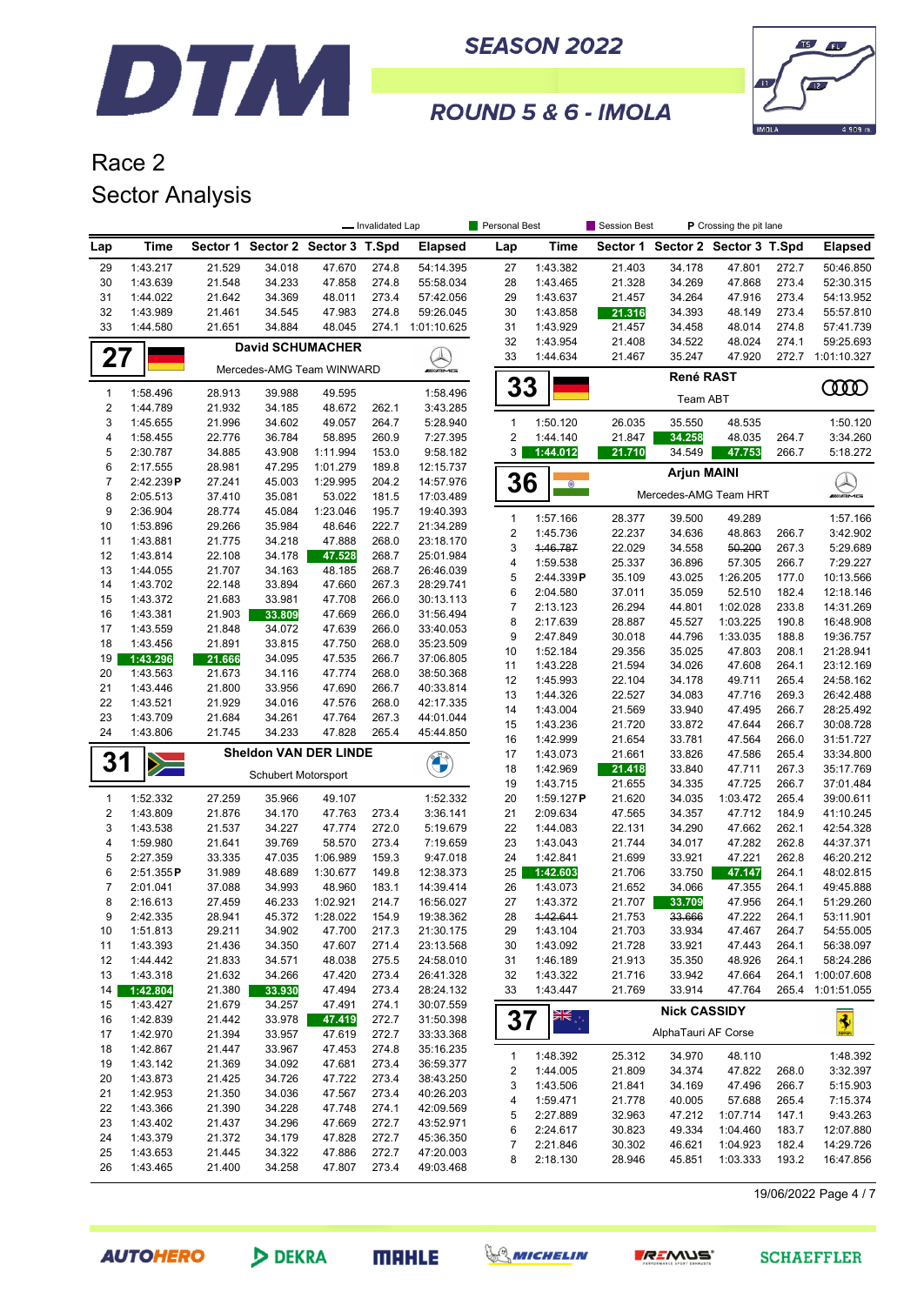# DTM SEASON 2022

## ROUND 5 & 6 - IMOLA

# Race 2

## Sector Analysis

— Invalidated Lap | Personal Best | Session Best | P Crossing the pit lane

| Lap | Time | Sector 1 | Sector 2 | Sector 3 | T.Spd | Elapsed |
|---|---|---|---|---|---|---|
| 29 | 1:43.217 | 21.529 | 34.018 | 47.670 | 274.8 | 54:14.395 |
| 30 | 1:43.639 | 21.548 | 34.233 | 47.858 | 274.8 | 55:58.034 |
| 31 | 1:44.022 | 21.642 | 34.369 | 48.011 | 273.4 | 57:42.056 |
| 32 | 1:43.989 | 21.461 | 34.545 | 47.983 | 274.8 | 59:26.045 |
| 33 | 1:44.580 | 21.651 | 34.884 | 48.045 | 274.1 | 1:01:10.625 |

### 27 David SCHUMACHER – Mercedes-AMG Team WINWARD

| Lap | Time | Sector 1 | Sector 2 | Sector 3 | T.Spd | Elapsed |
|---|---|---|---|---|---|---|
| 1 | 1:58.496 | 28.913 | 39.988 | 49.595 | | 1:58.496 |
| 2 | 1:44.789 | 21.932 | 34.185 | 48.672 | 262.1 | 3:43.285 |
| 3 | 1:45.655 | 21.996 | 34.602 | 49.057 | 264.7 | 5:28.940 |
| 4 | 1:58.455 | 22.776 | 36.784 | 58.895 | 260.9 | 7:27.395 |
| 5 | 2:30.787 | 34.885 | 43.908 | 1:11.994 | 153.0 | 9:58.182 |
| 6 | 2:17.555 | 28.981 | 47.295 | 1:01.279 | 189.8 | 12:15.737 |
| 7 | 2:42.239 P | 27.241 | 45.003 | 1:29.995 | 204.2 | 14:57.976 |
| 8 | 2:05.513 | 37.410 | 35.081 | 53.022 | 181.5 | 17:03.489 |
| 9 | 2:36.904 | 28.774 | 45.084 | 1:23.046 | 195.7 | 19:40.393 |
| 10 | 1:53.896 | 29.266 | 35.984 | 48.646 | 222.7 | 21:34.289 |
| 11 | 1:43.881 | 21.775 | 34.218 | 47.888 | 268.0 | 23:18.170 |
| 12 | 1:43.814 | 22.108 | 34.178 | 47.528 | 268.7 | 25:01.984 |
| 13 | 1:44.055 | 21.707 | 34.163 | 48.185 | 268.7 | 26:46.039 |
| 14 | 1:43.702 | 22.148 | 33.894 | 47.660 | 267.3 | 28:29.741 |
| 15 | 1:43.372 | 21.683 | 33.981 | 47.708 | 266.0 | 30:13.113 |
| 16 | 1:43.381 | 21.903 | 33.809 | 47.669 | 266.0 | 31:56.494 |
| 17 | 1:43.559 | 21.848 | 34.072 | 47.639 | 266.0 | 33:40.053 |
| 18 | 1:43.456 | 21.891 | 33.815 | 47.750 | 268.0 | 35:23.509 |
| 19 | 1:43.296 | 21.666 | 34.095 | 47.535 | 266.7 | 37:06.805 |
| 20 | 1:43.563 | 21.673 | 34.116 | 47.774 | 268.0 | 38:50.368 |
| 21 | 1:43.446 | 21.800 | 33.956 | 47.690 | 266.7 | 40:33.814 |
| 22 | 1:43.521 | 21.929 | 34.016 | 47.576 | 268.0 | 42:17.335 |
| 23 | 1:43.709 | 21.684 | 34.261 | 47.764 | 267.3 | 44:01.044 |
| 24 | 1:43.806 | 21.745 | 34.233 | 47.828 | 265.4 | 45:44.850 |

### 31 Sheldon VAN DER LINDE – Schubert Motorsport

| Lap | Time | Sector 1 | Sector 2 | Sector 3 | T.Spd | Elapsed |
|---|---|---|---|---|---|---|
| 1 | 1:52.332 | 27.259 | 35.966 | 49.107 | | 1:52.332 |
| 2 | 1:43.809 | 21.876 | 34.170 | 47.763 | 273.4 | 3:36.141 |
| 3 | 1:43.538 | 21.537 | 34.227 | 47.774 | 272.0 | 5:19.679 |
| 4 | 1:59.980 | 21.641 | 39.769 | 58.570 | 273.4 | 7:19.659 |
| 5 | 2:27.359 | 33.335 | 47.035 | 1:06.989 | 159.3 | 9:47.018 |
| 6 | 2:51.355 P | 31.989 | 48.689 | 1:30.677 | 149.8 | 12:38.373 |
| 7 | 2:01.041 | 37.088 | 34.993 | 48.960 | 183.1 | 14:39.414 |
| 8 | 2:16.613 | 27.459 | 46.233 | 1:02.921 | 214.7 | 16:56.027 |
| 9 | 2:42.335 | 28.941 | 45.372 | 1:28.022 | 154.9 | 19:38.362 |
| 10 | 1:51.813 | 29.211 | 34.902 | 47.700 | 217.3 | 21:30.175 |
| 11 | 1:43.393 | 21.436 | 34.350 | 47.607 | 271.4 | 23:13.568 |
| 12 | 1:44.442 | 21.833 | 34.571 | 48.038 | 275.5 | 24:58.010 |
| 13 | 1:43.318 | 21.632 | 34.266 | 47.420 | 273.4 | 26:41.328 |
| 14 | 1:42.804 | 21.380 | 33.930 | 47.494 | 273.4 | 28:24.132 |
| 15 | 1:43.427 | 21.679 | 34.257 | 47.491 | 274.1 | 30:07.559 |
| 16 | 1:42.839 | 21.442 | 33.978 | 47.419 | 272.7 | 31:50.398 |
| 17 | 1:42.970 | 21.394 | 33.957 | 47.619 | 272.7 | 33:33.368 |
| 18 | 1:42.867 | 21.447 | 33.967 | 47.453 | 274.8 | 35:16.235 |
| 19 | 1:43.142 | 21.369 | 34.092 | 47.681 | 273.4 | 36:59.377 |
| 20 | 1:43.873 | 21.425 | 34.726 | 47.722 | 273.4 | 38:43.250 |
| 21 | 1:42.953 | 21.350 | 34.036 | 47.567 | 273.4 | 40:26.203 |
| 22 | 1:43.366 | 21.390 | 34.228 | 47.748 | 274.1 | 42:09.569 |
| 23 | 1:43.402 | 21.437 | 34.296 | 47.669 | 272.7 | 43:52.971 |
| 24 | 1:43.379 | 21.372 | 34.179 | 47.828 | 272.7 | 45:36.350 |
| 25 | 1:43.653 | 21.445 | 34.322 | 47.886 | 272.7 | 47:20.003 |
| 26 | 1:43.465 | 21.400 | 34.258 | 47.807 | 273.4 | 49:03.468 |
| 27 | 1:43.382 | 21.403 | 34.178 | 47.801 | 272.7 | 50:46.850 |
| 28 | 1:43.465 | 21.328 | 34.269 | 47.868 | 273.4 | 52:30.315 |
| 29 | 1:43.637 | 21.457 | 34.264 | 47.916 | 273.4 | 54:13.952 |
| 30 | 1:43.858 | 21.316 | 34.393 | 48.149 | 273.4 | 55:57.810 |
| 31 | 1:43.929 | 21.457 | 34.458 | 48.014 | 274.8 | 57:41.739 |
| 32 | 1:43.954 | 21.408 | 34.522 | 48.024 | 274.1 | 59:25.693 |
| 33 | 1:44.634 | 21.467 | 35.247 | 47.920 | 272.7 | 1:01:10.327 |

### 33 René RAST – Team ABT

| Lap | Time | Sector 1 | Sector 2 | Sector 3 | T.Spd | Elapsed |
|---|---|---|---|---|---|---|
| 1 | 1:50.120 | 26.035 | 35.550 | 48.535 | | 1:50.120 |
| 2 | 1:44.140 | 21.847 | 34.258 | 48.035 | 264.7 | 3:34.260 |
| 3 | 1:44.012 | 21.710 | 34.549 | 47.753 | 266.7 | 5:18.272 |

### 36 Arjun MAINI – Mercedes-AMG Team HRT

| Lap | Time | Sector 1 | Sector 2 | Sector 3 | T.Spd | Elapsed |
|---|---|---|---|---|---|---|
| 1 | 1:57.166 | 28.377 | 39.500 | 49.289 | | 1:57.166 |
| 2 | 1:45.736 | 22.237 | 34.636 | 48.863 | 266.7 | 3:42.902 |
| 3 | ~~1:46.787~~ | 22.029 | 34.558 | ~~50.200~~ | 267.3 | 5:29.689 |
| 4 | 1:59.538 | 25.337 | 36.896 | 57.305 | 266.7 | 7:29.227 |
| 5 | 2:44.339 P | 35.109 | 43.025 | 1:26.205 | 177.0 | 10:13.566 |
| 6 | 2:04.580 | 37.011 | 35.059 | 52.510 | 182.4 | 12:18.146 |
| 7 | 2:13.123 | 26.294 | 44.801 | 1:02.028 | 233.8 | 14:31.269 |
| 8 | 2:17.639 | 28.887 | 45.527 | 1:03.225 | 190.8 | 16:48.908 |
| 9 | 2:47.849 | 30.018 | 44.796 | 1:33.035 | 188.8 | 19:36.757 |
| 10 | 1:52.184 | 29.356 | 35.025 | 47.803 | 208.1 | 21:28.941 |
| 11 | 1:43.228 | 21.594 | 34.026 | 47.608 | 264.1 | 23:12.169 |
| 12 | 1:45.993 | 22.104 | 34.178 | 49.711 | 265.4 | 24:58.162 |
| 13 | 1:44.326 | 22.527 | 34.083 | 47.716 | 269.3 | 26:42.488 |
| 14 | 1:43.004 | 21.569 | 33.940 | 47.495 | 266.7 | 28:25.492 |
| 15 | 1:43.236 | 21.720 | 33.872 | 47.644 | 266.7 | 30:08.728 |
| 16 | 1:42.999 | 21.654 | 33.781 | 47.564 | 266.0 | 31:51.727 |
| 17 | 1:43.073 | 21.661 | 33.826 | 47.586 | 265.4 | 33:34.800 |
| 18 | 1:42.969 | 21.418 | 33.840 | 47.711 | 267.3 | 35:17.769 |
| 19 | 1:43.715 | 21.655 | 34.335 | 47.725 | 266.7 | 37:01.484 |
| 20 | 1:59.127 P | 21.620 | 34.035 | 1:03.472 | 265.4 | 39:00.611 |
| 21 | 2:09.634 | 47.565 | 34.357 | 47.712 | 184.9 | 41:10.245 |
| 22 | 1:44.083 | 22.131 | 34.290 | 47.662 | 262.1 | 42:54.328 |
| 23 | 1:43.043 | 21.744 | 34.017 | 47.282 | 262.8 | 44:37.371 |
| 24 | 1:42.841 | 21.699 | 33.921 | 47.221 | 262.8 | 46:20.212 |
| 25 | 1:42.603 | 21.706 | 33.750 | 47.147 | 264.1 | 48:02.815 |
| 26 | 1:43.073 | 21.652 | 34.066 | 47.355 | 264.1 | 49:45.888 |
| 27 | 1:43.372 | 21.707 | 33.709 | 47.956 | 264.1 | 51:29.260 |
| 28 | ~~1:42.641~~ | 21.753 | ~~33.666~~ | 47.222 | 264.1 | 53:11.901 |
| 29 | 1:43.104 | 21.703 | 33.934 | 47.467 | 264.7 | 54:55.005 |
| 30 | 1:43.092 | 21.728 | 33.921 | 47.443 | 264.1 | 56:38.097 |
| 31 | 1:46.189 | 21.913 | 35.350 | 48.926 | 264.1 | 58:24.286 |
| 32 | 1:43.322 | 21.716 | 33.942 | 47.664 | 264.1 | 1:00:07.608 |
| 33 | 1:43.447 | 21.769 | 33.914 | 47.764 | 265.4 | 1:01:51.055 |

### 37 Nick CASSIDY – AlphaTauri AF Corse

| Lap | Time | Sector 1 | Sector 2 | Sector 3 | T.Spd | Elapsed |
|---|---|---|---|---|---|---|
| 1 | 1:48.392 | 25.312 | 34.970 | 48.110 | | 1:48.392 |
| 2 | 1:44.005 | 21.809 | 34.374 | 47.822 | 268.0 | 3:32.397 |
| 3 | 1:43.506 | 21.841 | 34.169 | 47.496 | 266.7 | 5:15.903 |
| 4 | 1:59.471 | 21.778 | 40.005 | 57.688 | 265.4 | 7:15.374 |
| 5 | 2:27.889 | 32.963 | 47.212 | 1:07.714 | 147.1 | 9:43.263 |
| 6 | 2:24.617 | 30.823 | 49.334 | 1:04.460 | 183.7 | 12:07.880 |
| 7 | 2:21.846 | 30.302 | 46.621 | 1:04.923 | 182.4 | 14:29.726 |
| 8 | 2:18.130 | 28.946 | 45.851 | 1:03.333 | 193.2 | 16:47.856 |

19/06/2022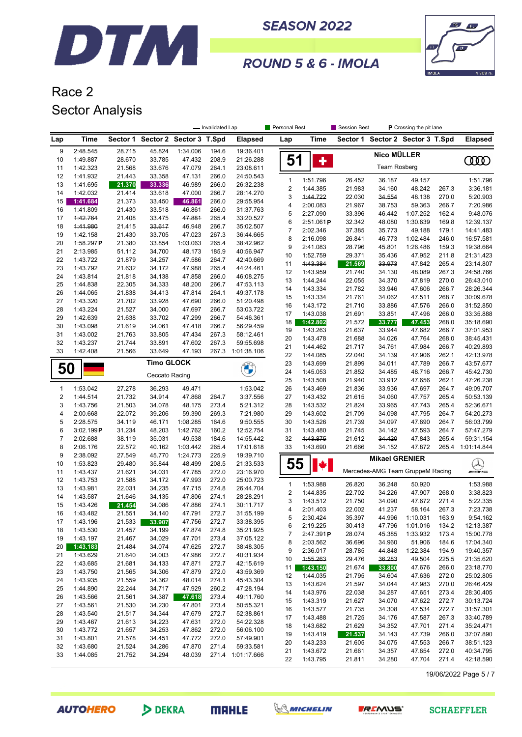# DTM

SEASON 2022

ROUND 5 & 6 - IMOLA

## Race 2
## Sector Analysis

— Invalidated Lap | Personal Best | Session Best | P Crossing the pit lane

| Lap | Time | Sector 1 | Sector 2 | Sector 3 | T.Spd | Elapsed |
|---|---|---|---|---|---|---|
| 9 | 2:48.545 | 28.715 | 45.824 | 1:34.006 | 194.6 | 19:36.401 |
| 10 | 1:49.887 | 28.670 | 33.785 | 47.432 | 208.9 | 21:26.288 |
| 11 | 1:42.323 | 21.568 | 33.676 | 47.079 | 264.1 | 23:08.611 |
| 12 | 1:41.932 | 21.443 | 33.358 | 47.131 | 266.0 | 24:50.543 |
| 13 | 1:41.695 | 21.370 | 33.336 | 46.989 | 266.0 | 26:32.238 |
| 14 | 1:42.032 | 21.414 | 33.618 | 47.000 | 266.7 | 28:14.270 |
| 15 | 1:41.684 | 21.373 | 33.450 | 46.861 | 266.0 | 29:55.954 |
| 16 | 1:41.809 | 21.430 | 33.518 | 46.861 | 266.0 | 31:37.763 |
| 17 | ~~1:42.764~~ | 21.408 | 33.475 | ~~47.881~~ | 265.4 | 33:20.527 |
| 18 | ~~1:41.980~~ | 21.415 | ~~33.617~~ | 46.948 | 266.7 | 35:02.507 |
| 19 | 1:42.158 | 21.430 | 33.705 | 47.023 | 267.3 | 36:44.665 |
| 20 | 1:58.297 P | 21.380 | 33.854 | 1:03.063 | 265.4 | 38:42.962 |
| 21 | 2:13.985 | 51.112 | 34.700 | 48.173 | 185.9 | 40:56.947 |
| 22 | 1:43.722 | 21.879 | 34.257 | 47.586 | 264.7 | 42:40.669 |
| 23 | 1:43.792 | 21.632 | 34.172 | 47.988 | 265.4 | 44:24.461 |
| 24 | 1:43.814 | 21.818 | 34.138 | 47.858 | 266.0 | 46:08.275 |
| 25 | 1:44.838 | 22.305 | 34.333 | 48.200 | 266.7 | 47:53.113 |
| 26 | 1:44.065 | 21.838 | 34.413 | 47.814 | 264.1 | 49:37.178 |
| 27 | 1:43.320 | 21.702 | 33.928 | 47.690 | 266.0 | 51:20.498 |
| 28 | 1:43.224 | 21.527 | 34.000 | 47.697 | 266.7 | 53:03.722 |
| 29 | 1:42.639 | 21.638 | 33.702 | 47.299 | 266.7 | 54:46.361 |
| 30 | 1:43.098 | 21.619 | 34.061 | 47.418 | 266.7 | 56:29.459 |
| 31 | 1:43.002 | 21.763 | 33.805 | 47.434 | 267.3 | 58:12.461 |
| 32 | 1:43.237 | 21.744 | 33.891 | 47.602 | 267.3 | 59:55.698 |
| 33 | 1:42.408 | 21.566 | 33.649 | 47.193 | 267.3 | 1:01:38.106 |

### 50 Timo GLOCK — Ceccato Racing

| Lap | Time | Sector 1 | Sector 2 | Sector 3 | T.Spd | Elapsed |
|---|---|---|---|---|---|---|
| 1 | 1:53.042 | 27.278 | 36.293 | 49.471 | | 1:53.042 |
| 2 | 1:44.514 | 21.732 | 34.914 | 47.868 | 264.7 | 3:37.556 |
| 3 | 1:43.756 | 21.503 | 34.078 | 48.175 | 273.4 | 5:21.312 |
| 4 | 2:00.668 | 22.072 | 39.206 | 59.390 | 269.3 | 7:21.980 |
| 5 | 2:28.575 | 34.119 | 46.171 | 1:08.285 | 164.6 | 9:50.555 |
| 6 | 3:02.199 P | 31.234 | 48.203 | 1:42.762 | 160.2 | 12:52.754 |
| 7 | 2:02.688 | 38.119 | 35.031 | 49.538 | 184.6 | 14:55.442 |
| 8 | 2:06.176 | 22.572 | 40.162 | 1:03.442 | 265.4 | 17:01.618 |
| 9 | 2:38.092 | 27.549 | 45.770 | 1:24.773 | 225.9 | 19:39.710 |
| 10 | 1:53.823 | 29.480 | 35.844 | 48.499 | 208.5 | 21:33.533 |
| 11 | 1:43.437 | 21.621 | 34.031 | 47.785 | 272.0 | 23:16.970 |
| 12 | 1:43.753 | 21.588 | 34.172 | 47.993 | 272.0 | 25:00.723 |
| 13 | 1:43.981 | 22.031 | 34.235 | 47.715 | 274.8 | 26:44.704 |
| 14 | 1:43.587 | 21.646 | 34.135 | 47.806 | 274.1 | 28:28.291 |
| 15 | 1:43.426 | 21.454 | 34.086 | 47.886 | 274.1 | 30:11.717 |
| 16 | 1:43.482 | 21.551 | 34.140 | 47.791 | 272.7 | 31:55.199 |
| 17 | 1:43.196 | 21.533 | 33.907 | 47.756 | 272.7 | 33:38.395 |
| 18 | 1:43.530 | 21.457 | 34.199 | 47.874 | 274.8 | 35:21.925 |
| 19 | 1:43.197 | 21.467 | 34.029 | 47.701 | 273.4 | 37:05.122 |
| 20 | 1:43.183 | 21.484 | 34.074 | 47.625 | 272.7 | 38:48.305 |
| 21 | 1:43.629 | 21.640 | 34.003 | 47.986 | 272.7 | 40:31.934 |
| 22 | 1:43.685 | 21.681 | 34.133 | 47.871 | 272.7 | 42:15.619 |
| 23 | 1:43.750 | 21.565 | 34.306 | 47.879 | 272.0 | 43:59.369 |
| 24 | 1:43.935 | 21.559 | 34.362 | 48.014 | 274.1 | 45:43.304 |
| 25 | 1:44.890 | 22.244 | 34.717 | 47.929 | 260.2 | 47:28.194 |
| 26 | 1:43.566 | 21.561 | 34.387 | 47.618 | 273.4 | 49:11.760 |
| 27 | 1:43.561 | 21.530 | 34.230 | 47.801 | 273.4 | 50:55.321 |
| 28 | 1:43.540 | 21.517 | 34.344 | 47.679 | 272.7 | 52:38.861 |
| 29 | 1:43.467 | 21.613 | 34.223 | 47.631 | 272.0 | 54:22.328 |
| 30 | 1:43.772 | 21.657 | 34.253 | 47.862 | 272.0 | 56:06.100 |
| 31 | 1:43.801 | 21.578 | 34.451 | 47.772 | 272.0 | 57:49.901 |
| 32 | 1:43.680 | 21.524 | 34.286 | 47.870 | 271.4 | 59:33.581 |
| 33 | 1:44.085 | 21.752 | 34.294 | 48.039 | 271.4 | 1:01:17.666 |

### 51 Nico MÜLLER — Team Rosberg

| Lap | Time | Sector 1 | Sector 2 | Sector 3 | T.Spd | Elapsed |
|---|---|---|---|---|---|---|
| 1 | 1:51.796 | 26.452 | 36.187 | 49.157 | | 1:51.796 |
| 2 | 1:44.385 | 21.983 | 34.160 | 48.242 | 267.3 | 3:36.181 |
| 3 | ~~1:44.722~~ | 22.030 | ~~34.554~~ | 48.138 | 270.0 | 5:20.903 |
| 4 | 2:00.083 | 21.967 | 38.753 | 59.363 | 266.7 | 7:20.986 |
| 5 | 2:27.090 | 33.396 | 46.442 | 1:07.252 | 162.4 | 9:48.076 |
| 6 | 2:51.061 P | 32.342 | 48.080 | 1:30.639 | 169.8 | 12:39.137 |
| 7 | 2:02.346 | 37.385 | 35.773 | 49.188 | 179.1 | 14:41.483 |
| 8 | 2:16.098 | 26.841 | 46.773 | 1:02.484 | 246.0 | 16:57.581 |
| 9 | 2:41.083 | 28.796 | 45.801 | 1:26.486 | 159.3 | 19:38.664 |
| 10 | 1:52.759 | 29.371 | 35.436 | 47.952 | 211.8 | 21:31.423 |
| 11 | ~~1:43.384~~ | 21.569 | ~~33.973~~ | 47.842 | 266.7 | 23:14.807 |
| 12 | 1:43.959 | 21.740 | 34.130 | 48.089 | 267.3 | 24:58.766 |
| 13 | 1:44.244 | 22.055 | 34.370 | 47.819 | 270.0 | 26:43.010 |
| 14 | 1:43.334 | 21.782 | 33.946 | 47.606 | 266.7 | 28:26.344 |
| 15 | 1:43.334 | 21.761 | 34.062 | 47.511 | 268.7 | 30:09.678 |
| 16 | 1:43.172 | 21.710 | 33.886 | 47.576 | 266.0 | 31:52.850 |
| 17 | 1:43.038 | 21.691 | 33.851 | 47.496 | 266.0 | 33:35.888 |
| 18 | 1:42.802 | 21.572 | 33.777 | 47.453 | 268.0 | 35:18.690 |
| 19 | 1:43.263 | 21.637 | 33.944 | 47.682 | 266.7 | 37:01.953 |
| 20 | 1:43.478 | 21.688 | 34.026 | 47.764 | 268.0 | 38:45.431 |
| 21 | 1:44.462 | 21.717 | 34.761 | 47.984 | 266.7 | 40:29.893 |
| 22 | 1:44.085 | 22.040 | 34.139 | 47.906 | 262.1 | 42:13.978 |
| 23 | 1:43.699 | 21.899 | 34.011 | 47.789 | 266.7 | 43:57.677 |
| 24 | 1:45.053 | 21.852 | 34.485 | 48.716 | 266.7 | 45:42.730 |
| 25 | 1:43.508 | 21.940 | 33.912 | 47.656 | 262.1 | 47:26.238 |
| 26 | 1:43.469 | 21.836 | 33.936 | 47.697 | 264.7 | 49:09.707 |
| 27 | 1:43.432 | 21.615 | 34.060 | 47.757 | 265.4 | 50:53.139 |
| 28 | 1:43.532 | 21.824 | 33.965 | 47.743 | 265.4 | 52:36.671 |
| 29 | 1:43.602 | 21.709 | 34.098 | 47.795 | 264.7 | 54:20.273 |
| 30 | 1:43.526 | 21.739 | 34.097 | 47.690 | 264.7 | 56:03.799 |
| 31 | 1:43.480 | 21.745 | 34.142 | 47.593 | 264.7 | 57:47.279 |
| 32 | ~~1:43.875~~ | 21.612 | ~~34.420~~ | 47.843 | 265.4 | 59:31.154 |
| 33 | 1:43.690 | 21.666 | 34.152 | 47.872 | 265.4 | 1:01:14.844 |

### 55 Mikael GRENIER — Mercedes-AMG Team GruppeM Racing

| Lap | Time | Sector 1 | Sector 2 | Sector 3 | T.Spd | Elapsed |
|---|---|---|---|---|---|---|
| 1 | 1:53.988 | 26.820 | 36.248 | 50.920 | | 1:53.988 |
| 2 | 1:44.835 | 22.702 | 34.226 | 47.907 | 268.0 | 3:38.823 |
| 3 | 1:43.512 | 21.750 | 34.090 | 47.672 | 271.4 | 5:22.335 |
| 4 | 2:01.403 | 22.002 | 41.237 | 58.164 | 267.3 | 7:23.738 |
| 5 | 2:30.424 | 35.397 | 44.996 | 1:10.031 | 163.9 | 9:54.162 |
| 6 | 2:19.225 | 30.413 | 47.796 | 1:01.016 | 134.2 | 12:13.387 |
| 7 | 2:47.391 P | 28.074 | 45.385 | 1:33.932 | 173.4 | 15:00.778 |
| 8 | 2:03.562 | 36.696 | 34.960 | 51.906 | 184.6 | 17:04.340 |
| 9 | 2:36.017 | 28.785 | 44.848 | 1:22.384 | 194.9 | 19:40.357 |
| 10 | ~~1:55.263~~ | 29.476 | ~~36.283~~ | 49.504 | 225.5 | 21:35.620 |
| 11 | 1:43.150 | 21.674 | 33.800 | 47.676 | 266.0 | 23:18.770 |
| 12 | 1:44.035 | 21.795 | 34.604 | 47.636 | 272.0 | 25:02.805 |
| 13 | 1:43.624 | 21.597 | 34.044 | 47.983 | 270.0 | 26:46.429 |
| 14 | 1:43.976 | 22.038 | 34.287 | 47.651 | 273.4 | 28:30.405 |
| 15 | 1:43.319 | 21.627 | 34.070 | 47.622 | 272.7 | 30:13.724 |
| 16 | 1:43.577 | 21.735 | 34.308 | 47.534 | 272.7 | 31:57.301 |
| 17 | 1:43.488 | 21.725 | 34.176 | 47.587 | 267.3 | 33:40.789 |
| 18 | 1:43.682 | 21.629 | 34.352 | 47.701 | 271.4 | 35:24.471 |
| 19 | 1:43.419 | 21.537 | 34.143 | 47.739 | 266.0 | 37:07.890 |
| 20 | 1:43.233 | 21.605 | 34.075 | 47.553 | 266.7 | 38:51.123 |
| 21 | 1:43.672 | 21.661 | 34.357 | 47.654 | 272.0 | 40:34.795 |
| 22 | 1:43.795 | 21.811 | 34.280 | 47.704 | 271.4 | 42:18.590 |

19/06/2022 Page 5 / 7

AUTOHERO | DEKRA | MAHLE | MICHELIN | REMUS | SCHAEFFLER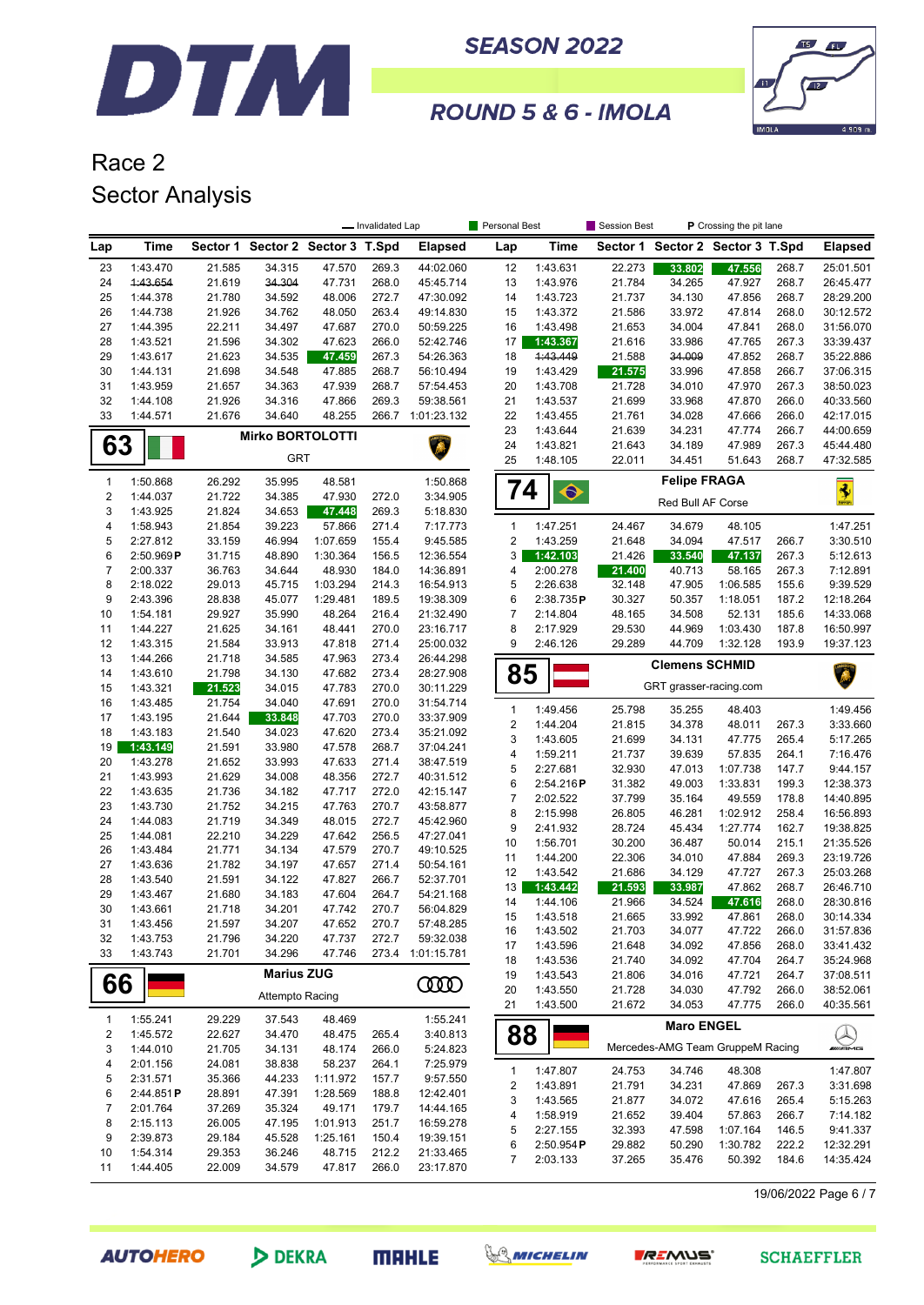# Race 2

## Sector Analysis

— Invalidated Lap | Personal Best | Session Best | P Crossing the pit lane

| Lap | Time | Sector 1 | Sector 2 | Sector 3 | T.Spd | Elapsed |
|---|---|---|---|---|---|---|
| 23 | 1:43.470 | 21.585 | 34.315 | 47.570 | 269.3 | 44:02.060 |
| 24 | ~~1:43.654~~ | 21.619 | ~~34.304~~ | 47.731 | 268.0 | 45:45.714 |
| 25 | 1:44.378 | 21.780 | 34.592 | 48.006 | 272.7 | 47:30.092 |
| 26 | 1:44.738 | 21.926 | 34.762 | 48.050 | 263.4 | 49:14.830 |
| 27 | 1:44.395 | 22.211 | 34.497 | 47.687 | 270.0 | 50:59.225 |
| 28 | 1:43.521 | 21.596 | 34.302 | 47.623 | 266.0 | 52:42.746 |
| 29 | 1:43.617 | 21.623 | 34.535 | 47.459 | 267.3 | 54:26.363 |
| 30 | 1:44.131 | 21.698 | 34.548 | 47.885 | 268.7 | 56:10.494 |
| 31 | 1:43.959 | 21.657 | 34.363 | 47.939 | 268.7 | 57:54.453 |
| 32 | 1:44.108 | 21.926 | 34.316 | 47.866 | 269.3 | 59:38.561 |
| 33 | 1:44.571 | 21.676 | 34.640 | 48.255 | 266.7 | 1:01:23.132 |

### 63 Mirko BORTOLOTTI — GRT

| Lap | Time | Sector 1 | Sector 2 | Sector 3 | T.Spd | Elapsed |
|---|---|---|---|---|---|---|
| 1 | 1:50.868 | 26.292 | 35.995 | 48.581 | | 1:50.868 |
| 2 | 1:44.037 | 21.722 | 34.385 | 47.930 | 272.0 | 3:34.905 |
| 3 | 1:43.925 | 21.824 | 34.653 | 47.448 | 269.3 | 5:18.830 |
| 4 | 1:58.943 | 21.854 | 39.223 | 57.866 | 271.4 | 7:17.773 |
| 5 | 2:27.812 | 33.159 | 46.994 | 1:07.659 | 155.4 | 9:45.585 |
| 6 | 2:50.969 P | 31.715 | 48.890 | 1:30.364 | 156.5 | 12:36.554 |
| 7 | 2:00.337 | 36.763 | 34.644 | 48.930 | 184.0 | 14:36.891 |
| 8 | 2:18.022 | 29.013 | 45.715 | 1:03.294 | 214.3 | 16:54.913 |
| 9 | 2:43.396 | 28.838 | 45.077 | 1:29.481 | 189.5 | 19:38.309 |
| 10 | 1:54.181 | 29.927 | 35.990 | 48.264 | 216.4 | 21:32.490 |
| 11 | 1:44.227 | 21.625 | 34.161 | 48.441 | 270.0 | 23:16.717 |
| 12 | 1:43.315 | 21.584 | 33.913 | 47.818 | 271.4 | 25:00.032 |
| 13 | 1:44.266 | 21.718 | 34.585 | 47.963 | 273.4 | 26:44.298 |
| 14 | 1:43.610 | 21.798 | 34.130 | 47.682 | 273.4 | 28:27.908 |
| 15 | 1:43.321 | 21.523 | 34.015 | 47.783 | 270.0 | 30:11.229 |
| 16 | 1:43.485 | 21.754 | 34.040 | 47.691 | 270.0 | 31:54.714 |
| 17 | 1:43.195 | 21.644 | 33.848 | 47.703 | 270.0 | 33:37.909 |
| 18 | 1:43.183 | 21.540 | 34.023 | 47.620 | 273.4 | 35:21.092 |
| 19 | 1:43.149 | 21.591 | 33.980 | 47.578 | 268.7 | 37:04.241 |
| 20 | 1:43.278 | 21.652 | 33.993 | 47.633 | 271.4 | 38:47.519 |
| 21 | 1:43.993 | 21.629 | 34.008 | 48.356 | 272.7 | 40:31.512 |
| 22 | 1:43.635 | 21.736 | 34.182 | 47.717 | 272.0 | 42:15.147 |
| 23 | 1:43.730 | 21.752 | 34.215 | 47.763 | 270.7 | 43:58.877 |
| 24 | 1:44.083 | 21.719 | 34.349 | 48.015 | 272.7 | 45:42.960 |
| 25 | 1:44.081 | 22.210 | 34.229 | 47.642 | 256.5 | 47:27.041 |
| 26 | 1:43.484 | 21.771 | 34.134 | 47.579 | 270.7 | 49:10.525 |
| 27 | 1:43.636 | 21.782 | 34.197 | 47.657 | 271.4 | 50:54.161 |
| 28 | 1:43.540 | 21.591 | 34.122 | 47.827 | 266.7 | 52:37.701 |
| 29 | 1:43.467 | 21.680 | 34.183 | 47.604 | 264.7 | 54:21.168 |
| 30 | 1:43.661 | 21.718 | 34.201 | 47.742 | 270.7 | 56:04.829 |
| 31 | 1:43.456 | 21.597 | 34.207 | 47.652 | 270.7 | 57:48.285 |
| 32 | 1:43.753 | 21.796 | 34.220 | 47.737 | 272.7 | 59:32.038 |
| 33 | 1:43.743 | 21.701 | 34.296 | 47.746 | 273.4 | 1:01:15.781 |

### 66 Marius ZUG — Attempto Racing

| Lap | Time | Sector 1 | Sector 2 | Sector 3 | T.Spd | Elapsed |
|---|---|---|---|---|---|---|
| 1 | 1:55.241 | 29.229 | 37.543 | 48.469 | | 1:55.241 |
| 2 | 1:45.572 | 22.627 | 34.470 | 48.475 | 265.4 | 3:40.813 |
| 3 | 1:44.010 | 21.705 | 34.131 | 48.174 | 266.0 | 5:24.823 |
| 4 | 2:01.156 | 24.081 | 38.838 | 58.237 | 264.1 | 7:25.979 |
| 5 | 2:31.571 | 35.366 | 44.233 | 1:11.972 | 157.7 | 9:57.550 |
| 6 | 2:44.851 P | 28.891 | 47.391 | 1:28.569 | 188.8 | 12:42.401 |
| 7 | 2:01.764 | 37.269 | 35.324 | 49.171 | 179.7 | 14:44.165 |
| 8 | 2:15.113 | 26.005 | 47.195 | 1:01.913 | 251.7 | 16:59.278 |
| 9 | 2:39.873 | 29.184 | 45.528 | 1:25.161 | 150.4 | 19:39.151 |
| 10 | 1:54.314 | 29.353 | 36.246 | 48.715 | 212.2 | 21:33.465 |
| 11 | 1:44.405 | 22.009 | 34.579 | 47.817 | 266.0 | 23:17.870 |
| 12 | 1:43.631 | 22.273 | 33.802 | 47.556 | 268.7 | 25:01.501 |
| 13 | 1:43.976 | 21.784 | 34.265 | 47.927 | 268.7 | 26:45.477 |
| 14 | 1:43.723 | 21.737 | 34.130 | 47.856 | 268.7 | 28:29.200 |
| 15 | 1:43.372 | 21.586 | 33.972 | 47.814 | 268.0 | 30:12.572 |
| 16 | 1:43.498 | 21.653 | 34.004 | 47.841 | 268.0 | 31:56.070 |
| 17 | 1:43.367 | 21.616 | 33.986 | 47.765 | 267.3 | 33:39.437 |
| 18 | ~~1:43.449~~ | 21.588 | ~~34.009~~ | 47.852 | 268.7 | 35:22.886 |
| 19 | 1:43.429 | 21.575 | 33.996 | 47.858 | 266.7 | 37:06.315 |
| 20 | 1:43.708 | 21.728 | 34.010 | 47.970 | 267.3 | 38:50.023 |
| 21 | 1:43.537 | 21.699 | 33.968 | 47.870 | 266.0 | 40:33.560 |
| 22 | 1:43.455 | 21.761 | 34.028 | 47.666 | 266.0 | 42:17.015 |
| 23 | 1:43.644 | 21.639 | 34.231 | 47.774 | 266.7 | 44:00.659 |
| 24 | 1:43.821 | 21.643 | 34.189 | 47.989 | 267.3 | 45:44.480 |
| 25 | 1:48.105 | 22.011 | 34.451 | 51.643 | 268.7 | 47:32.585 |

### 74 Felipe FRAGA — Red Bull AF Corse

| Lap | Time | Sector 1 | Sector 2 | Sector 3 | T.Spd | Elapsed |
|---|---|---|---|---|---|---|
| 1 | 1:47.251 | 24.467 | 34.679 | 48.105 | | 1:47.251 |
| 2 | 1:43.259 | 21.648 | 34.094 | 47.517 | 266.7 | 3:30.510 |
| 3 | 1:42.103 | 21.426 | 33.540 | 47.137 | 267.3 | 5:12.613 |
| 4 | 2:00.278 | 21.400 | 40.713 | 58.165 | 267.3 | 7:12.891 |
| 5 | 2:26.638 | 32.148 | 47.905 | 1:06.585 | 155.6 | 9:39.529 |
| 6 | 2:38.735 P | 30.327 | 50.357 | 1:18.051 | 187.2 | 12:18.264 |
| 7 | 2:14.804 | 48.165 | 34.508 | 52.131 | 185.6 | 14:33.068 |
| 8 | 2:17.929 | 29.530 | 44.969 | 1:03.430 | 187.8 | 16:50.997 |
| 9 | 2:46.126 | 29.289 | 44.709 | 1:32.128 | 193.9 | 19:37.123 |

### 85 Clemens SCHMID — GRT grasser-racing.com

| Lap | Time | Sector 1 | Sector 2 | Sector 3 | T.Spd | Elapsed |
|---|---|---|---|---|---|---|
| 1 | 1:49.456 | 25.798 | 35.255 | 48.403 | | 1:49.456 |
| 2 | 1:44.204 | 21.815 | 34.378 | 48.011 | 267.3 | 3:33.660 |
| 3 | 1:43.605 | 21.699 | 34.131 | 47.775 | 265.4 | 5:17.265 |
| 4 | 1:59.211 | 21.737 | 39.639 | 57.835 | 264.1 | 7:16.476 |
| 5 | 2:27.681 | 32.930 | 47.013 | 1:07.738 | 147.7 | 9:44.157 |
| 6 | 2:54.216 P | 31.382 | 49.003 | 1:33.831 | 199.3 | 12:38.373 |
| 7 | 2:02.522 | 37.799 | 35.164 | 49.559 | 178.8 | 14:40.895 |
| 8 | 2:15.998 | 26.805 | 46.281 | 1:02.912 | 258.4 | 16:56.893 |
| 9 | 2:41.932 | 28.724 | 45.434 | 1:27.774 | 162.7 | 19:38.825 |
| 10 | 1:56.701 | 30.200 | 36.487 | 50.014 | 215.1 | 21:35.526 |
| 11 | 1:44.200 | 22.306 | 34.010 | 47.884 | 269.3 | 23:19.726 |
| 12 | 1:43.542 | 21.686 | 34.129 | 47.727 | 267.3 | 25:03.268 |
| 13 | 1:43.442 | 21.593 | 33.987 | 47.862 | 268.7 | 26:46.710 |
| 14 | 1:44.106 | 21.966 | 34.524 | 47.616 | 268.0 | 28:30.816 |
| 15 | 1:43.518 | 21.665 | 33.992 | 47.861 | 268.0 | 30:14.334 |
| 16 | 1:43.502 | 21.703 | 34.077 | 47.722 | 266.0 | 31:57.836 |
| 17 | 1:43.596 | 21.648 | 34.092 | 47.856 | 268.0 | 33:41.432 |
| 18 | 1:43.536 | 21.740 | 34.092 | 47.704 | 264.7 | 35:24.968 |
| 19 | 1:43.543 | 21.806 | 34.016 | 47.721 | 264.7 | 37:08.511 |
| 20 | 1:43.550 | 21.728 | 34.030 | 47.792 | 266.0 | 38:52.061 |
| 21 | 1:43.500 | 21.672 | 34.053 | 47.775 | 266.0 | 40:35.561 |

### 88 Maro ENGEL — Mercedes-AMG Team GruppeM Racing

| Lap | Time | Sector 1 | Sector 2 | Sector 3 | T.Spd | Elapsed |
|---|---|---|---|---|---|---|
| 1 | 1:47.807 | 24.753 | 34.746 | 48.308 | | 1:47.807 |
| 2 | 1:43.891 | 21.791 | 34.231 | 47.869 | 267.3 | 3:31.698 |
| 3 | 1:43.565 | 21.877 | 34.072 | 47.616 | 265.4 | 5:15.263 |
| 4 | 1:58.919 | 21.652 | 39.404 | 57.863 | 266.7 | 7:14.182 |
| 5 | 2:27.155 | 32.393 | 47.598 | 1:07.164 | 146.5 | 9:41.337 |
| 6 | 2:50.954 P | 29.882 | 50.290 | 1:30.782 | 222.2 | 12:32.291 |
| 7 | 2:03.133 | 37.265 | 35.476 | 50.392 | 184.6 | 14:35.424 |

19/06/2022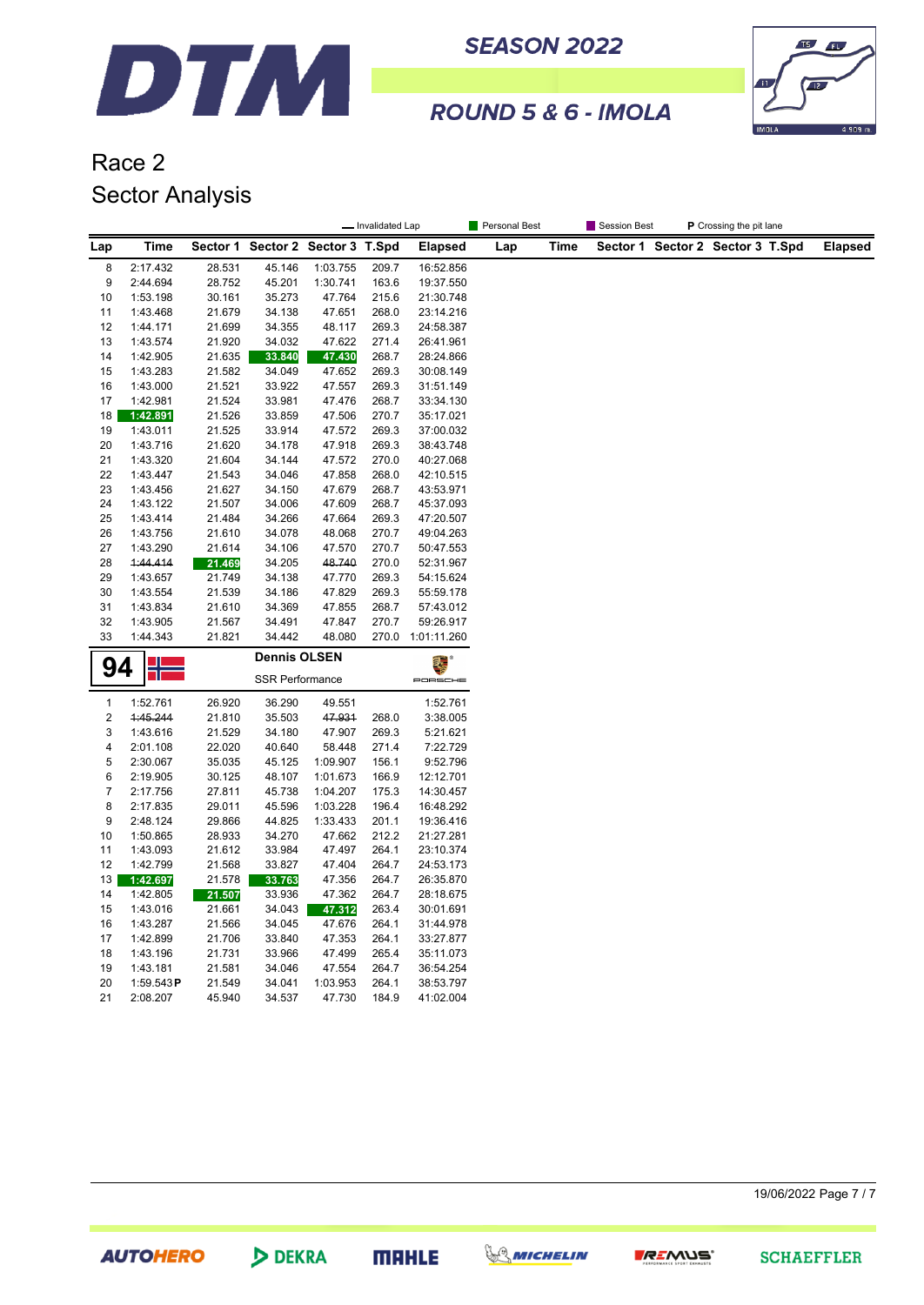# Race 2

## Sector Analysis

Legend: — Invalidated Lap | Personal Best | Session Best | P Crossing the pit lane

| Lap | Time | Sector 1 | Sector 2 | Sector 3 | T.Spd | Elapsed |
|---|---|---|---|---|---|---|
| 8 | 2:17.432 | 28.531 | 45.146 | 1:03.755 | 209.7 | 16:52.856 |
| 9 | 2:44.694 | 28.752 | 45.201 | 1:30.741 | 163.6 | 19:37.550 |
| 10 | 1:53.198 | 30.161 | 35.273 | 47.764 | 215.6 | 21:30.748 |
| 11 | 1:43.468 | 21.679 | 34.138 | 47.651 | 268.0 | 23:14.216 |
| 12 | 1:44.171 | 21.699 | 34.355 | 48.117 | 269.3 | 24:58.387 |
| 13 | 1:43.574 | 21.920 | 34.032 | 47.622 | 271.4 | 26:41.961 |
| 14 | 1:42.905 | 21.635 | 33.840 | 47.430 | 268.7 | 28:24.866 |
| 15 | 1:43.283 | 21.582 | 34.049 | 47.652 | 269.3 | 30:08.149 |
| 16 | 1:43.000 | 21.521 | 33.922 | 47.557 | 269.3 | 31:51.149 |
| 17 | 1:42.981 | 21.524 | 33.981 | 47.476 | 268.7 | 33:34.130 |
| 18 | 1:42.891 | 21.526 | 33.859 | 47.506 | 270.7 | 35:17.021 |
| 19 | 1:43.011 | 21.525 | 33.914 | 47.572 | 269.3 | 37:00.032 |
| 20 | 1:43.716 | 21.620 | 34.178 | 47.918 | 269.3 | 38:43.748 |
| 21 | 1:43.320 | 21.604 | 34.144 | 47.572 | 270.0 | 40:27.068 |
| 22 | 1:43.447 | 21.543 | 34.046 | 47.858 | 268.0 | 42:10.515 |
| 23 | 1:43.456 | 21.627 | 34.150 | 47.679 | 268.7 | 43:53.971 |
| 24 | 1:43.122 | 21.507 | 34.006 | 47.609 | 268.7 | 45:37.093 |
| 25 | 1:43.414 | 21.484 | 34.266 | 47.664 | 269.3 | 47:20.507 |
| 26 | 1:43.756 | 21.610 | 34.078 | 48.068 | 270.7 | 49:04.263 |
| 27 | 1:43.290 | 21.614 | 34.106 | 47.570 | 270.7 | 50:47.553 |
| 28 | ~~1:44.414~~ | 21.469 | 34.205 | ~~48.740~~ | 270.0 | 52:31.967 |
| 29 | 1:43.657 | 21.749 | 34.138 | 47.770 | 269.3 | 54:15.624 |
| 30 | 1:43.554 | 21.539 | 34.186 | 47.829 | 269.3 | 55:59.178 |
| 31 | 1:43.834 | 21.610 | 34.369 | 47.855 | 268.7 | 57:43.012 |
| 32 | 1:43.905 | 21.567 | 34.491 | 47.847 | 270.7 | 59:26.917 |
| 33 | 1:44.343 | 21.821 | 34.442 | 48.080 | 270.0 | 1:01:11.260 |

### 94 — Dennis OLSEN — SSR Performance — PORSCHE

| Lap | Time | Sector 1 | Sector 2 | Sector 3 | T.Spd | Elapsed |
|---|---|---|---|---|---|---|
| 1 | 1:52.761 | 26.920 | 36.290 | 49.551 | | 1:52.761 |
| 2 | ~~1:45.244~~ | 21.810 | 35.503 | ~~47.931~~ | 268.0 | 3:38.005 |
| 3 | 1:43.616 | 21.529 | 34.180 | 47.907 | 269.3 | 5:21.621 |
| 4 | 2:01.108 | 22.020 | 40.640 | 58.448 | 271.4 | 7:22.729 |
| 5 | 2:30.067 | 35.035 | 45.125 | 1:09.907 | 156.1 | 9:52.796 |
| 6 | 2:19.905 | 30.125 | 48.107 | 1:01.673 | 166.9 | 12:12.701 |
| 7 | 2:17.756 | 27.811 | 45.738 | 1:04.207 | 175.3 | 14:30.457 |
| 8 | 2:17.835 | 29.011 | 45.596 | 1:03.228 | 196.4 | 16:48.292 |
| 9 | 2:48.124 | 29.866 | 44.825 | 1:33.433 | 201.1 | 19:36.416 |
| 10 | 1:50.865 | 28.933 | 34.270 | 47.662 | 212.2 | 21:27.281 |
| 11 | 1:43.093 | 21.612 | 33.984 | 47.497 | 264.1 | 23:10.374 |
| 12 | 1:42.799 | 21.568 | 33.827 | 47.404 | 264.7 | 24:53.173 |
| 13 | 1:42.697 | 21.578 | 33.763 | 47.356 | 264.7 | 26:35.870 |
| 14 | 1:42.805 | 21.507 | 33.936 | 47.362 | 264.7 | 28:18.675 |
| 15 | 1:43.016 | 21.661 | 34.043 | 47.312 | 263.4 | 30:01.691 |
| 16 | 1:43.287 | 21.566 | 34.045 | 47.676 | 264.1 | 31:44.978 |
| 17 | 1:42.899 | 21.706 | 33.840 | 47.353 | 264.1 | 33:27.877 |
| 18 | 1:43.196 | 21.731 | 33.966 | 47.499 | 265.4 | 35:11.073 |
| 19 | 1:43.181 | 21.581 | 34.046 | 47.554 | 264.7 | 36:54.254 |
| 20 | 1:59.543 P | 21.549 | 34.041 | 1:03.953 | 264.1 | 38:53.797 |
| 21 | 2:08.207 | 45.940 | 34.537 | 47.730 | 184.9 | 41:02.004 |

19/06/2022